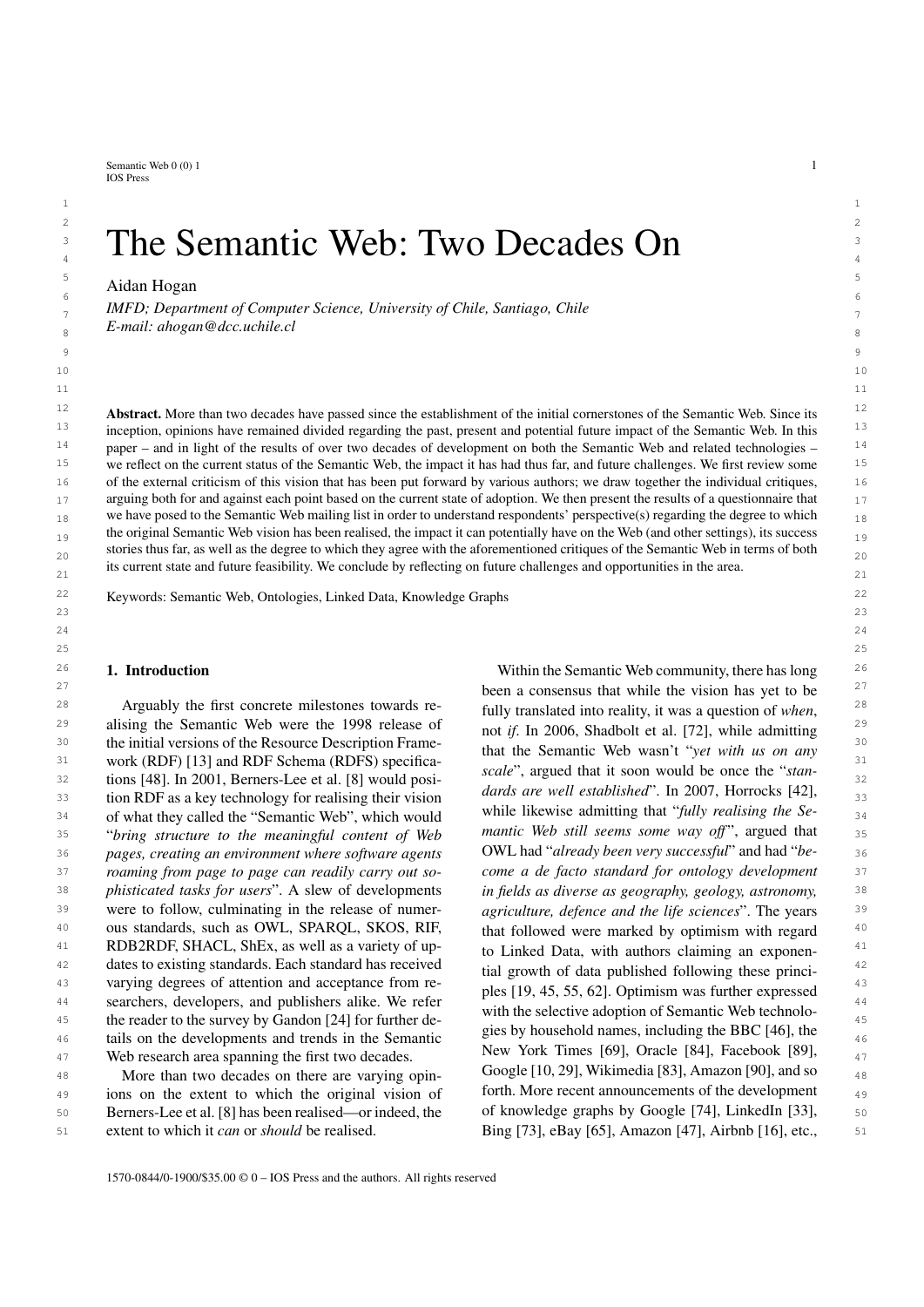# The Semantic Web: Two Decades On

Aidan Hogan

*IMFD; Department of Computer Science, University of Chile, Santiago, Chile*
*E-mail: ahogan@dcc.uchile.cl*

**Abstract.** More than two decades have passed since the establishment of the initial cornerstones of the Semantic Web. Since its inception, opinions have remained divided regarding the past, present and potential future impact of the Semantic Web. In this paper – and in light of the results of over two decades of development on both the Semantic Web and related technologies – we reflect on the current status of the Semantic Web, the impact it has had thus far, and future challenges. We first review some of the external criticism of this vision that has been put forward by various authors; we draw together the individual critiques, arguing both for and against each point based on the current state of adoption. We then present the results of a questionnaire that we have posed to the Semantic Web mailing list in order to understand respondents' perspective(s) regarding the degree to which the original Semantic Web vision has been realised, the impact it can potentially have on the Web (and other settings), its success stories thus far, as well as the degree to which they agree with the aforementioned critiques of the Semantic Web in terms of both its current state and future feasibility. We conclude by reflecting on future challenges and opportunities in the area.

Keywords: Semantic Web, Ontologies, Linked Data, Knowledge Graphs

## 1. Introduction

Arguably the first concrete milestones towards realising the Semantic Web were the 1998 release of the initial versions of the Resource Description Framework (RDF) [13] and RDF Schema (RDFS) specifications [48]. In 2001, Berners-Lee et al. [8] would position RDF as a key technology for realising their vision of what they called the "Semantic Web", which would "*bring structure to the meaningful content of Web pages, creating an environment where software agents roaming from page to page can readily carry out sophisticated tasks for users*". A slew of developments were to follow, culminating in the release of numerous standards, such as OWL, SPARQL, SKOS, RIF, RDB2RDF, SHACL, ShEx, as well as a variety of updates to existing standards. Each standard has received varying degrees of attention and acceptance from researchers, developers, and publishers alike. We refer the reader to the survey by Gandon [24] for further details on the developments and trends in the Semantic Web research area spanning the first two decades.

More than two decades on there are varying opinions on the extent to which the original vision of Berners-Lee et al. [8] has been realised—or indeed, the extent to which it *can* or *should* be realised.

Within the Semantic Web community, there has long been a consensus that while the vision has yet to be fully translated into reality, it was a question of *when*, not *if*. In 2006, Shadbolt et al. [72], while admitting that the Semantic Web wasn't "*yet with us on any scale*", argued that it soon would be once the "*standards are well established*". In 2007, Horrocks [42], while likewise admitting that "*fully realising the Semantic Web still seems some way off*", argued that OWL had "*already been very successful*" and had "*become a de facto standard for ontology development in fields as diverse as geography, geology, astronomy, agriculture, defence and the life sciences*". The years that followed were marked by optimism with regard to Linked Data, with authors claiming an exponential growth of data published following these principles [19, 45, 55, 62]. Optimism was further expressed with the selective adoption of Semantic Web technologies by household names, including the BBC [46], the New York Times [69], Oracle [84], Facebook [89], Google [10, 29], Wikimedia [83], Amazon [90], and so forth. More recent announcements of the development of knowledge graphs by Google [74], LinkedIn [33], Bing [73], eBay [65], Amazon [47], Airbnb [16], etc.,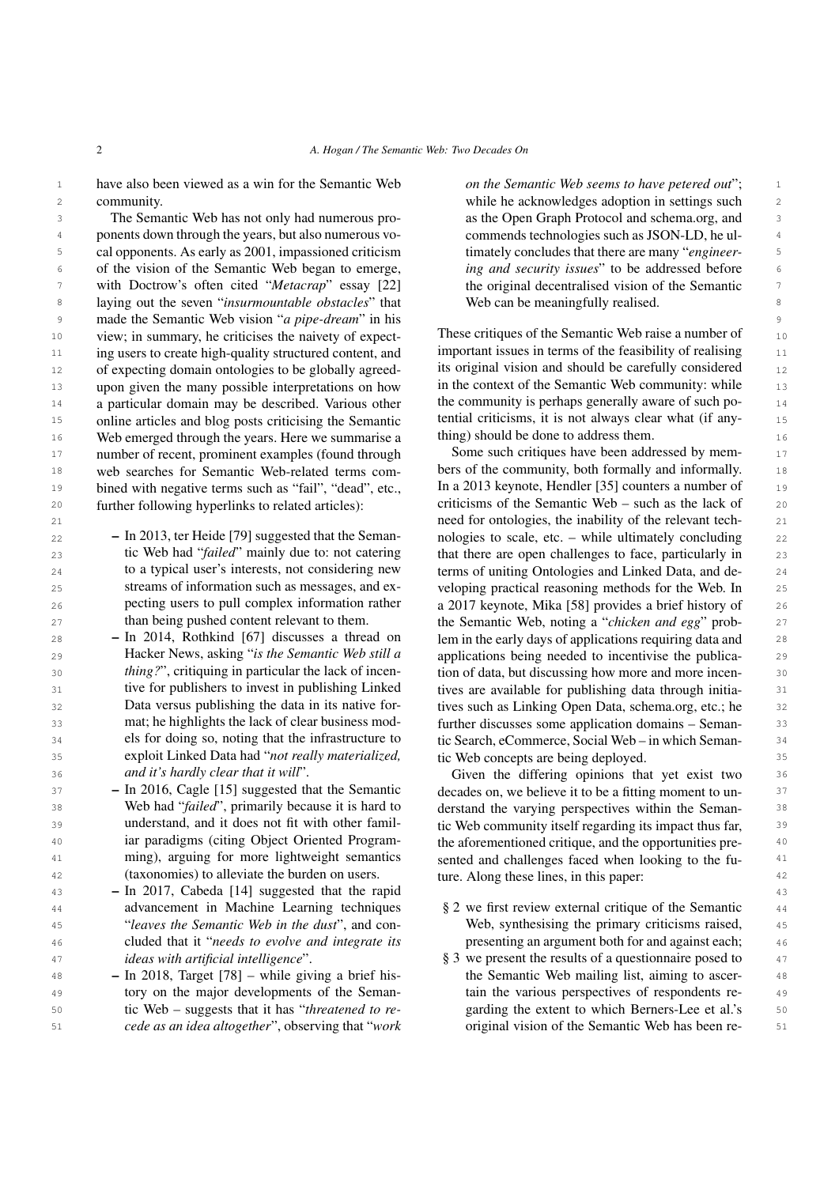have also been viewed as a win for the Semantic Web community.

The Semantic Web has not only had numerous proponents down through the years, but also numerous vocal opponents. As early as 2001, impassioned criticism of the vision of the Semantic Web began to emerge, with Doctrow's often cited "*Metacrap*" essay [22] laying out the seven "*insurmountable obstacles*" that made the Semantic Web vision "*a pipe-dream*" in his view; in summary, he criticises the naivety of expecting users to create high-quality structured content, and of expecting domain ontologies to be globally agreed-upon given the many possible interpretations on how a particular domain may be described. Various other online articles and blog posts criticising the Semantic Web emerged through the years. Here we summarise a number of recent, prominent examples (found through web searches for Semantic Web-related terms combined with negative terms such as "fail", "dead", etc., further following hyperlinks to related articles):

- In 2013, ter Heide [79] suggested that the Semantic Web had "*failed*" mainly due to: not catering to a typical user's interests, not considering new streams of information such as messages, and expecting users to pull complex information rather than being pushed content relevant to them.
- In 2014, Rothkind [67] discusses a thread on Hacker News, asking "*is the Semantic Web still a thing?*", critiquing in particular the lack of incentive for publishers to invest in publishing Linked Data versus publishing the data in its native format; he highlights the lack of clear business models for doing so, noting that the infrastructure to exploit Linked Data had "*not really materialized, and it's hardly clear that it will*".
- In 2016, Cagle [15] suggested that the Semantic Web had "*failed*", primarily because it is hard to understand, and it does not fit with other familiar paradigms (citing Object Oriented Programming), arguing for more lightweight semantics (taxonomies) to alleviate the burden on users.
- In 2017, Cabeda [14] suggested that the rapid advancement in Machine Learning techniques "*leaves the Semantic Web in the dust*", and concluded that it "*needs to evolve and integrate its ideas with artificial intelligence*".
- In 2018, Target [78] – while giving a brief history on the major developments of the Semantic Web – suggests that it has "*threatened to recede as an idea altogether*", observing that "*work on the Semantic Web seems to have petered out*"; while he acknowledges adoption in settings such as the Open Graph Protocol and schema.org, and commends technologies such as JSON-LD, he ultimately concludes that there are many "*engineering and security issues*" to be addressed before the original decentralised vision of the Semantic Web can be meaningfully realised.

These critiques of the Semantic Web raise a number of important issues in terms of the feasibility of realising its original vision and should be carefully considered in the context of the Semantic Web community: while the community is perhaps generally aware of such potential criticisms, it is not always clear what (if anything) should be done to address them.

Some such critiques have been addressed by members of the community, both formally and informally. In a 2013 keynote, Hendler [35] counters a number of criticisms of the Semantic Web – such as the lack of need for ontologies, the inability of the relevant technologies to scale, etc. – while ultimately concluding that there are open challenges to face, particularly in terms of uniting Ontologies and Linked Data, and developing practical reasoning methods for the Web. In a 2017 keynote, Mika [58] provides a brief history of the Semantic Web, noting a "*chicken and egg*" problem in the early days of applications requiring data and applications being needed to incentivise the publication of data, but discussing how more and more incentives are available for publishing data through initiatives such as Linking Open Data, schema.org, etc.; he further discusses some application domains – Semantic Search, eCommerce, Social Web – in which Semantic Web concepts are being deployed.

Given the differing opinions that yet exist two decades on, we believe it to be a fitting moment to understand the varying perspectives within the Semantic Web community itself regarding its impact thus far, the aforementioned critique, and the opportunities presented and challenges faced when looking to the future. Along these lines, in this paper:

§ 2 we first review external critique of the Semantic Web, synthesising the primary criticisms raised, presenting an argument both for and against each;

§ 3 we present the results of a questionnaire posed to the Semantic Web mailing list, aiming to ascertain the various perspectives of respondents regarding the extent to which Berners-Lee et al.'s original vision of the Semantic Web has been re-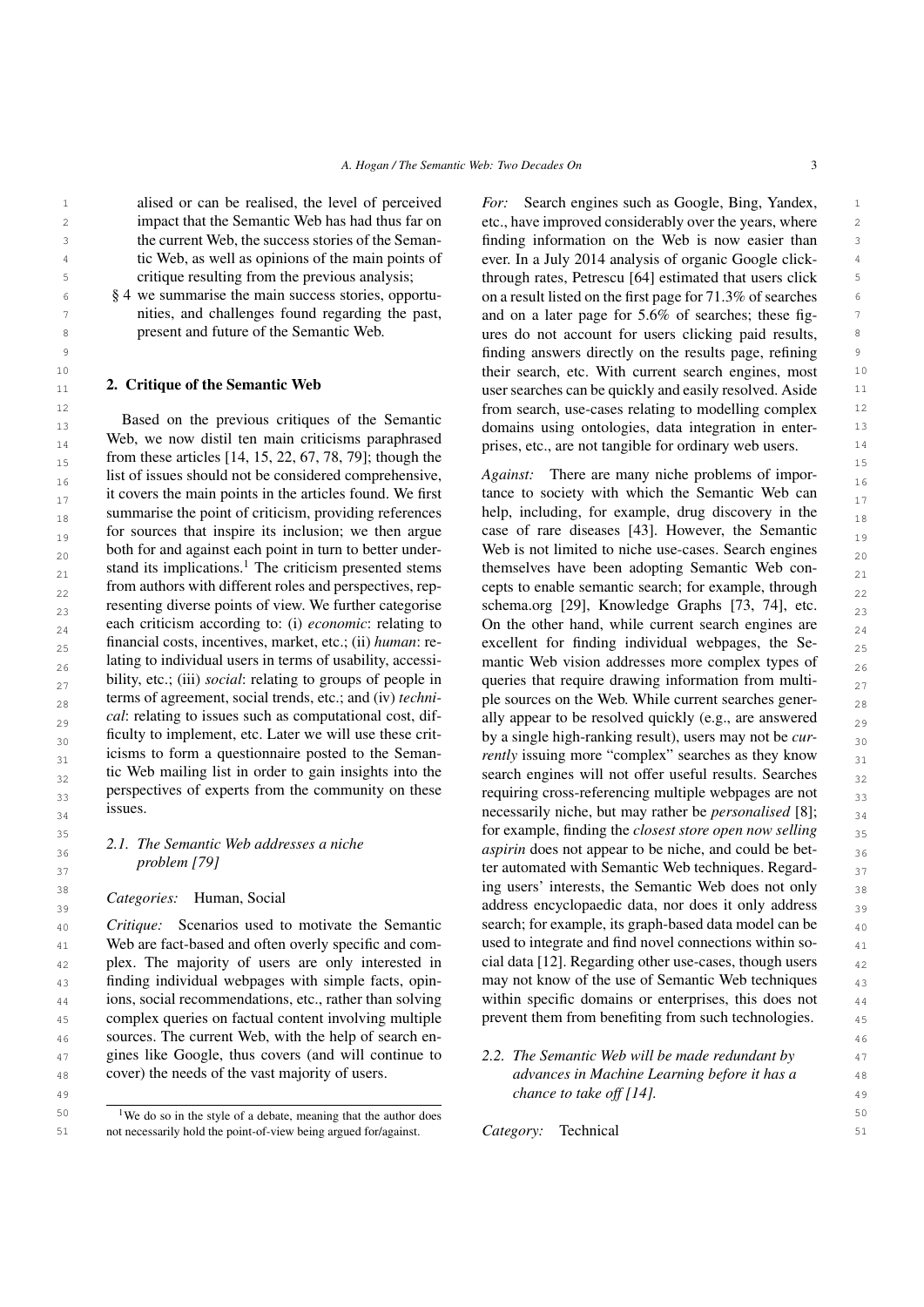alised or can be realised, the level of perceived impact that the Semantic Web has had thus far on the current Web, the success stories of the Semantic Web, as well as opinions of the main points of critique resulting from the previous analysis;

§ 4 we summarise the main success stories, opportunities, and challenges found regarding the past, present and future of the Semantic Web.

## 2. Critique of the Semantic Web

Based on the previous critiques of the Semantic Web, we now distil ten main criticisms paraphrased from these articles [14, 15, 22, 67, 78, 79]; though the list of issues should not be considered comprehensive, it covers the main points in the articles found. We first summarise the point of criticism, providing references for sources that inspire its inclusion; we then argue both for and against each point in turn to better understand its implications.[1] The criticism presented stems from authors with different roles and perspectives, representing diverse points of view. We further categorise each criticism according to: (i) *economic*: relating to financial costs, incentives, market, etc.; (ii) *human*: relating to individual users in terms of usability, accessibility, etc.; (iii) *social*: relating to groups of people in terms of agreement, social trends, etc.; and (iv) *technical*: relating to issues such as computational cost, difficulty to implement, etc. Later we will use these criticisms to form a questionnaire posted to the Semantic Web mailing list in order to gain insights into the perspectives of experts from the community on these issues.

### 2.1. The Semantic Web addresses a niche problem [79]

*Categories:* Human, Social

*Critique:* Scenarios used to motivate the Semantic Web are fact-based and often overly specific and complex. The majority of users are only interested in finding individual webpages with simple facts, opinions, social recommendations, etc., rather than solving complex queries on factual content involving multiple sources. The current Web, with the help of search engines like Google, thus covers (and will continue to cover) the needs of the vast majority of users.

*For:* Search engines such as Google, Bing, Yandex, etc., have improved considerably over the years, where finding information on the Web is now easier than ever. In a July 2014 analysis of organic Google click-through rates, Petrescu [64] estimated that users click on a result listed on the first page for 71.3% of searches and on a later page for 5.6% of searches; these figures do not account for users clicking paid results, finding answers directly on the results page, refining their search, etc. With current search engines, most user searches can be quickly and easily resolved. Aside from search, use-cases relating to modelling complex domains using ontologies, data integration in enterprises, etc., are not tangible for ordinary web users.

*Against:* There are many niche problems of importance to society with which the Semantic Web can help, including, for example, drug discovery in the case of rare diseases [43]. However, the Semantic Web is not limited to niche use-cases. Search engines themselves have been adopting Semantic Web concepts to enable semantic search; for example, through schema.org [29], Knowledge Graphs [73, 74], etc. On the other hand, while current search engines are excellent for finding individual webpages, the Semantic Web vision addresses more complex types of queries that require drawing information from multiple sources on the Web. While current searches generally appear to be resolved quickly (e.g., are answered by a single high-ranking result), users may not be *currently* issuing more "complex" searches as they know search engines will not offer useful results. Searches requiring cross-referencing multiple webpages are not necessarily niche, but may rather be *personalised* [8]; for example, finding the *closest store open now selling aspirin* does not appear to be niche, and could be better automated with Semantic Web techniques. Regarding users' interests, the Semantic Web does not only address encyclopaedic data, nor does it only address search; for example, its graph-based data model can be used to integrate and find novel connections within social data [12]. Regarding other use-cases, though users may not know of the use of Semantic Web techniques within specific domains or enterprises, this does not prevent them from benefiting from such technologies.

### 2.2. The Semantic Web will be made redundant by advances in Machine Learning before it has a chance to take off [14].

*Category:* Technical

[1] We do so in the style of a debate, meaning that the author does not necessarily hold the point-of-view being argued for/against.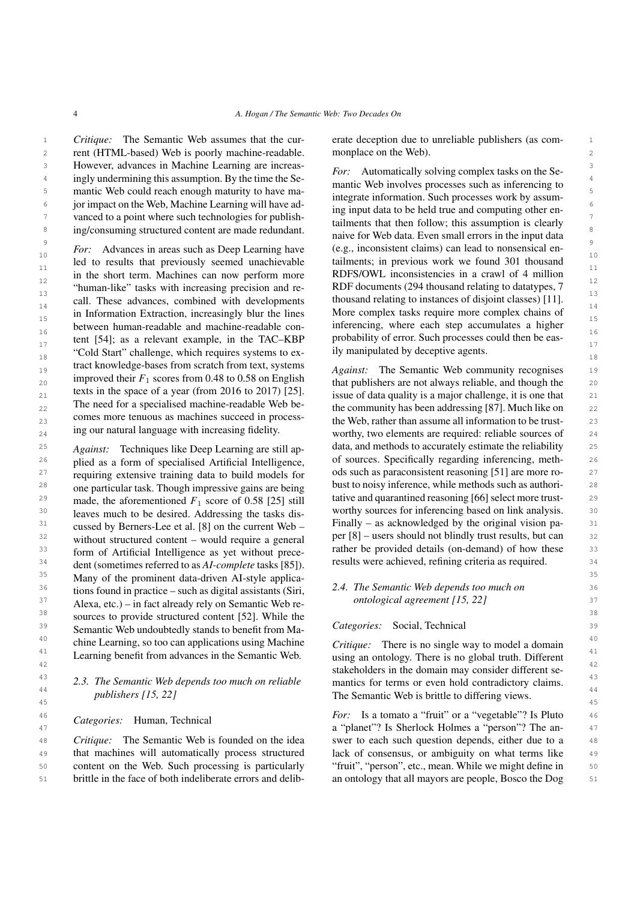*Critique:* The Semantic Web assumes that the current (HTML-based) Web is poorly machine-readable. However, advances in Machine Learning are increasingly undermining this assumption. By the time the Semantic Web could reach enough maturity to have major impact on the Web, Machine Learning will have advanced to a point where such technologies for publishing/consuming structured content are made redundant.

*For:* Advances in areas such as Deep Learning have led to results that previously seemed unachievable in the short term. Machines can now perform more "human-like" tasks with increasing precision and recall. These advances, combined with developments in Information Extraction, increasingly blur the lines between human-readable and machine-readable content [54]; as a relevant example, in the TAC–KBP "Cold Start" challenge, which requires systems to extract knowledge-bases from scratch from text, systems improved their $F_1$ scores from 0.48 to 0.58 on English texts in the space of a year (from 2016 to 2017) [25]. The need for a specialised machine-readable Web becomes more tenuous as machines succeed in processing our natural language with increasing fidelity.

*Against:* Techniques like Deep Learning are still applied as a form of specialised Artificial Intelligence, requiring extensive training data to build models for one particular task. Though impressive gains are being made, the aforementioned $F_1$ score of 0.58 [25] still leaves much to be desired. Addressing the tasks discussed by Berners-Lee et al. [8] on the current Web – without structured content – would require a general form of Artificial Intelligence as yet without precedent (sometimes referred to as *AI-complete* tasks [85]). Many of the prominent data-driven AI-style applications found in practice – such as digital assistants (Siri, Alexa, etc.) – in fact already rely on Semantic Web resources to provide structured content [52]. While the Semantic Web undoubtedly stands to benefit from Machine Learning, so too can applications using Machine Learning benefit from advances in the Semantic Web.

### 2.3. The Semantic Web depends too much on reliable publishers [15, 22]

*Categories:* Human, Technical

*Critique:* The Semantic Web is founded on the idea that machines will automatically process structured content on the Web. Such processing is particularly brittle in the face of both indeliberate errors and deliberate deception due to unreliable publishers (as commonplace on the Web).

*For:* Automatically solving complex tasks on the Semantic Web involves processes such as inferencing to integrate information. Such processes work by assuming input data to be held true and computing other entailments that then follow; this assumption is clearly naive for Web data. Even small errors in the input data (e.g., inconsistent claims) can lead to nonsensical entailments; in previous work we found 301 thousand RDFS/OWL inconsistencies in a crawl of 4 million RDF documents (294 thousand relating to datatypes, 7 thousand relating to instances of disjoint classes) [11]. More complex tasks require more complex chains of inferencing, where each step accumulates a higher probability of error. Such processes could then be easily manipulated by deceptive agents.

*Against:* The Semantic Web community recognises that publishers are not always reliable, and though the issue of data quality is a major challenge, it is one that the community has been addressing [87]. Much like on the Web, rather than assume all information to be trustworthy, two elements are required: reliable sources of data, and methods to accurately estimate the reliability of sources. Specifically regarding inferencing, methods such as paraconsistent reasoning [51] are more robust to noisy inference, while methods such as authoritative and quarantined reasoning [66] select more trustworthy sources for inferencing based on link analysis. Finally – as acknowledged by the original vision paper [8] – users should not blindly trust results, but can rather be provided details (on-demand) of how these results were achieved, refining criteria as required.

### 2.4. The Semantic Web depends too much on ontological agreement [15, 22]

*Categories:* Social, Technical

*Critique:* There is no single way to model a domain using an ontology. There is no global truth. Different stakeholders in the domain may consider different semantics for terms or even hold contradictory claims. The Semantic Web is brittle to differing views.

*For:* Is a tomato a "fruit" or a "vegetable"? Is Pluto a "planet"? Is Sherlock Holmes a "person"? The answer to each such question depends, either due to a lack of consensus, or ambiguity on what terms like "fruit", "person", etc., mean. While we might define in an ontology that all mayors are people, Bosco the Dog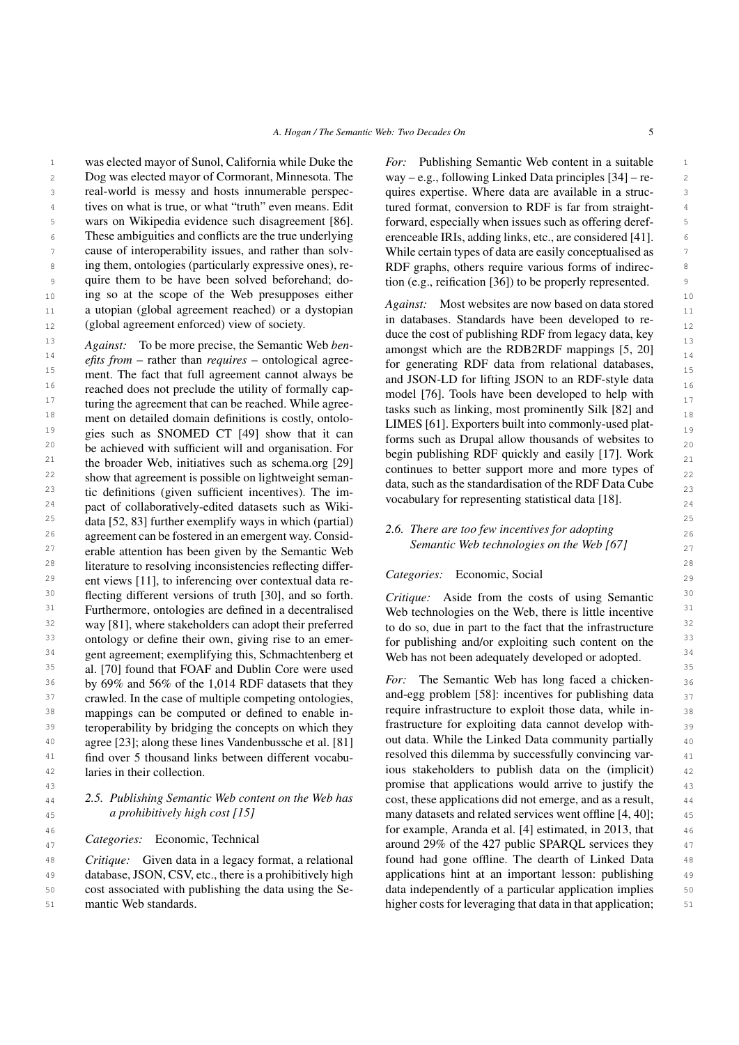was elected mayor of Sunol, California while Duke the Dog was elected mayor of Cormorant, Minnesota. The real-world is messy and hosts innumerable perspectives on what is true, or what "truth" even means. Edit wars on Wikipedia evidence such disagreement [86]. These ambiguities and conflicts are the true underlying cause of interoperability issues, and rather than solving them, ontologies (particularly expressive ones), require them to be have been solved beforehand; doing so at the scope of the Web presupposes either a utopian (global agreement reached) or a dystopian (global agreement enforced) view of society.

*Against:* To be more precise, the Semantic Web *benefits from* – rather than *requires* – ontological agreement. The fact that full agreement cannot always be reached does not preclude the utility of formally capturing the agreement that can be reached. While agreement on detailed domain definitions is costly, ontologies such as SNOMED CT [49] show that it can be achieved with sufficient will and organisation. For the broader Web, initiatives such as schema.org [29] show that agreement is possible on lightweight semantic definitions (given sufficient incentives). The impact of collaboratively-edited datasets such as Wikidata [52, 83] further exemplify ways in which (partial) agreement can be fostered in an emergent way. Considerable attention has been given by the Semantic Web literature to resolving inconsistencies reflecting different views [11], to inferencing over contextual data reflecting different versions of truth [30], and so forth. Furthermore, ontologies are defined in a decentralised way [81], where stakeholders can adopt their preferred ontology or define their own, giving rise to an emergent agreement; exemplifying this, Schmachtenberg et al. [70] found that FOAF and Dublin Core were used by 69% and 56% of the 1,014 RDF datasets that they crawled. In the case of multiple competing ontologies, mappings can be computed or defined to enable interoperability by bridging the concepts on which they agree [23]; along these lines Vandenbussche et al. [81] find over 5 thousand links between different vocabularies in their collection.

### 2.5. Publishing Semantic Web content on the Web has a prohibitively high cost [15]

*Categories:* Economic, Technical

*Critique:* Given data in a legacy format, a relational database, JSON, CSV, etc., there is a prohibitively high cost associated with publishing the data using the Semantic Web standards.

*For:* Publishing Semantic Web content in a suitable way – e.g., following Linked Data principles [34] – requires expertise. Where data are available in a structured format, conversion to RDF is far from straightforward, especially when issues such as offering dereferenceable IRIs, adding links, etc., are considered [41]. While certain types of data are easily conceptualised as RDF graphs, others require various forms of indirection (e.g., reification [36]) to be properly represented.

*Against:* Most websites are now based on data stored in databases. Standards have been developed to reduce the cost of publishing RDF from legacy data, key amongst which are the RDB2RDF mappings [5, 20] for generating RDF data from relational databases, and JSON-LD for lifting JSON to an RDF-style data model [76]. Tools have been developed to help with tasks such as linking, most prominently Silk [82] and LIMES [61]. Exporters built into commonly-used platforms such as Drupal allow thousands of websites to begin publishing RDF quickly and easily [17]. Work continues to better support more and more types of data, such as the standardisation of the RDF Data Cube vocabulary for representing statistical data [18].

### 2.6. There are too few incentives for adopting Semantic Web technologies on the Web [67]

*Categories:* Economic, Social

*Critique:* Aside from the costs of using Semantic Web technologies on the Web, there is little incentive to do so, due in part to the fact that the infrastructure for publishing and/or exploiting such content on the Web has not been adequately developed or adopted.

*For:* The Semantic Web has long faced a chicken-and-egg problem [58]: incentives for publishing data require infrastructure to exploit those data, while infrastructure for exploiting data cannot develop without data. While the Linked Data community partially resolved this dilemma by successfully convincing various stakeholders to publish data on the (implicit) promise that applications would arrive to justify the cost, these applications did not emerge, and as a result, many datasets and related services went offline [4, 40]; for example, Aranda et al. [4] estimated, in 2013, that around 29% of the 427 public SPARQL services they found had gone offline. The dearth of Linked Data applications hint at an important lesson: publishing data independently of a particular application implies higher costs for leveraging that data in that application;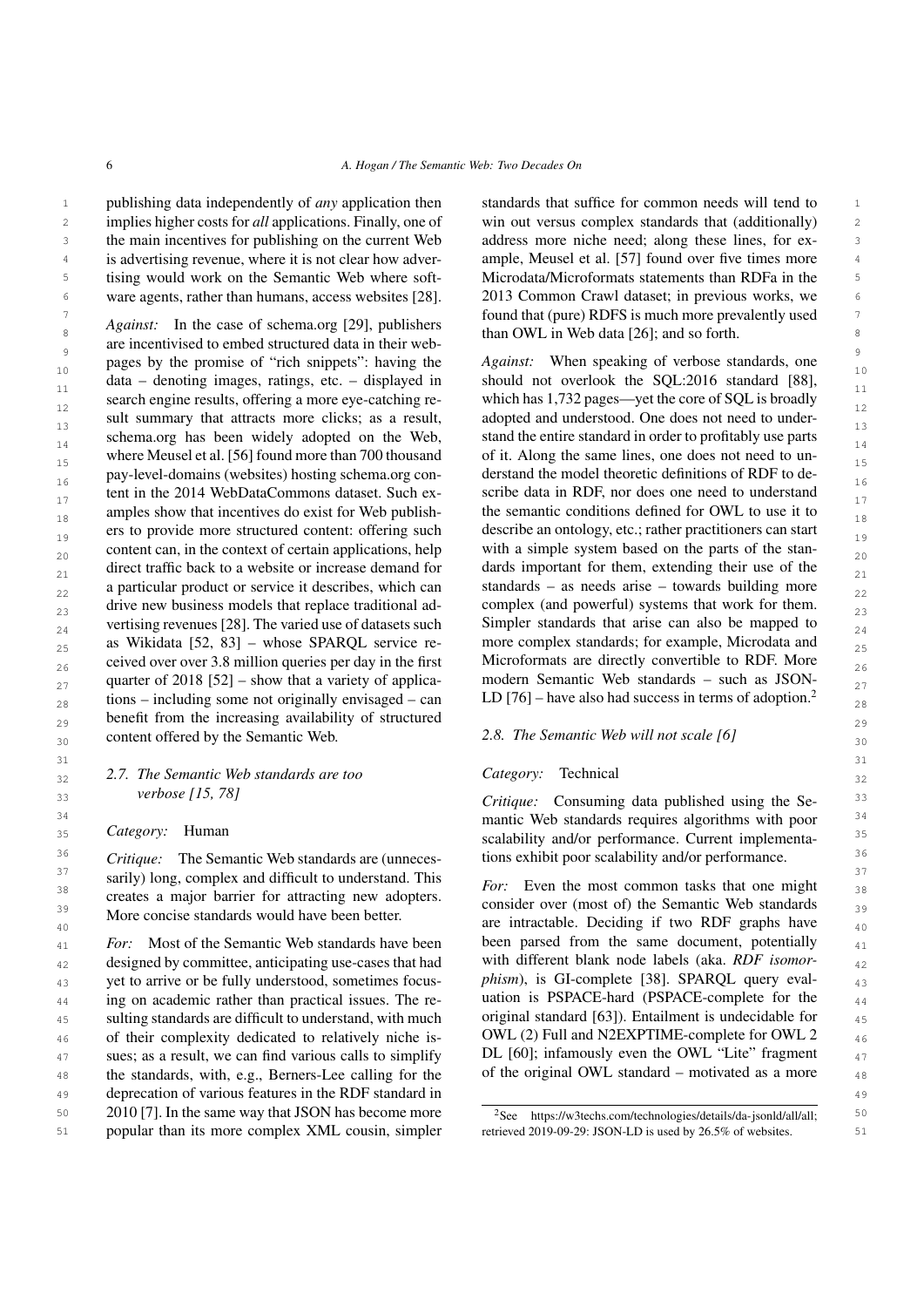publishing data independently of *any* application then implies higher costs for *all* applications. Finally, one of the main incentives for publishing on the current Web is advertising revenue, where it is not clear how advertising would work on the Semantic Web where software agents, rather than humans, access websites [28].

*Against:* In the case of schema.org [29], publishers are incentivised to embed structured data in their webpages by the promise of "rich snippets": having the data – denoting images, ratings, etc. – displayed in search engine results, offering a more eye-catching result summary that attracts more clicks; as a result, schema.org has been widely adopted on the Web, where Meusel et al. [56] found more than 700 thousand pay-level-domains (websites) hosting schema.org content in the 2014 WebDataCommons dataset. Such examples show that incentives do exist for Web publishers to provide more structured content: offering such content can, in the context of certain applications, help direct traffic back to a website or increase demand for a particular product or service it describes, which can drive new business models that replace traditional advertising revenues [28]. The varied use of datasets such as Wikidata [52, 83] – whose SPARQL service received over over 3.8 million queries per day in the first quarter of 2018 [52] – show that a variety of applications – including some not originally envisaged – can benefit from the increasing availability of structured content offered by the Semantic Web.

### 2.7. The Semantic Web standards are too verbose [15, 78]

*Category:* Human

*Critique:* The Semantic Web standards are (unnecessarily) long, complex and difficult to understand. This creates a major barrier for attracting new adopters. More concise standards would have been better.

*For:* Most of the Semantic Web standards have been designed by committee, anticipating use-cases that had yet to arrive or be fully understood, sometimes focusing on academic rather than practical issues. The resulting standards are difficult to understand, with much of their complexity dedicated to relatively niche issues; as a result, we can find various calls to simplify the standards, with, e.g., Berners-Lee calling for the deprecation of various features in the RDF standard in 2010 [7]. In the same way that JSON has become more popular than its more complex XML cousin, simpler standards that suffice for common needs will tend to win out versus complex standards that (additionally) address more niche need; along these lines, for example, Meusel et al. [57] found over five times more Microdata/Microformats statements than RDFa in the 2013 Common Crawl dataset; in previous works, we found that (pure) RDFS is much more prevalently used than OWL in Web data [26]; and so forth.

*Against:* When speaking of verbose standards, one should not overlook the SQL:2016 standard [88], which has 1,732 pages—yet the core of SQL is broadly adopted and understood. One does not need to understand the entire standard in order to profitably use parts of it. Along the same lines, one does not need to understand the model theoretic definitions of RDF to describe data in RDF, nor does one need to understand the semantic conditions defined for OWL to use it to describe an ontology, etc.; rather practitioners can start with a simple system based on the parts of the standards important for them, extending their use of the standards – as needs arise – towards building more complex (and powerful) systems that work for them. Simpler standards that arise can also be mapped to more complex standards; for example, Microdata and Microformats are directly convertible to RDF. More modern Semantic Web standards – such as JSON-LD [76] – have also had success in terms of adoption.[2]

### 2.8. The Semantic Web will not scale [6]

*Category:* Technical

*Critique:* Consuming data published using the Semantic Web standards requires algorithms with poor scalability and/or performance. Current implementations exhibit poor scalability and/or performance.

*For:* Even the most common tasks that one might consider over (most of) the Semantic Web standards are intractable. Deciding if two RDF graphs have been parsed from the same document, potentially with different blank node labels (aka. *RDF isomorphism*), is GI-complete [38]. SPARQL query evaluation is PSPACE-hard (PSPACE-complete for the original standard [63]). Entailment is undecidable for OWL (2) Full and N2EXPTIME-complete for OWL 2 DL [60]; infamously even the OWL "Lite" fragment of the original OWL standard – motivated as a more

[2] See https://w3techs.com/technologies/details/da-jsonld/all/all; retrieved 2019-09-29: JSON-LD is used by 26.5% of websites.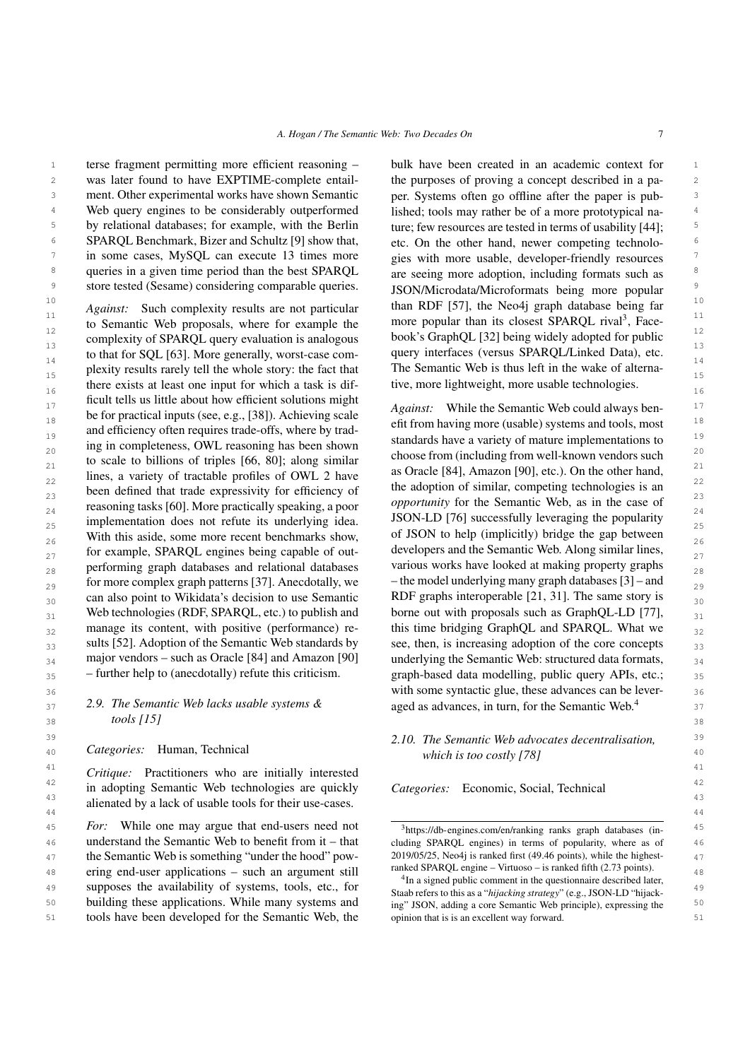terse fragment permitting more efficient reasoning – was later found to have EXPTIME-complete entailment. Other experimental works have shown Semantic Web query engines to be considerably outperformed by relational databases; for example, with the Berlin SPARQL Benchmark, Bizer and Schultz [9] show that, in some cases, MySQL can execute 13 times more queries in a given time period than the best SPARQL store tested (Sesame) considering comparable queries.

*Against:* Such complexity results are not particular to Semantic Web proposals, where for example the complexity of SPARQL query evaluation is analogous to that for SQL [63]. More generally, worst-case complexity results rarely tell the whole story: the fact that there exists at least one input for which a task is difficult tells us little about how efficient solutions might be for practical inputs (see, e.g., [38]). Achieving scale and efficiency often requires trade-offs, where by trading in completeness, OWL reasoning has been shown to scale to billions of triples [66, 80]; along similar lines, a variety of tractable profiles of OWL 2 have been defined that trade expressivity for efficiency of reasoning tasks [60]. More practically speaking, a poor implementation does not refute its underlying idea. With this aside, some more recent benchmarks show, for example, SPARQL engines being capable of outperforming graph databases and relational databases for more complex graph patterns [37]. Anecdotally, we can also point to Wikidata's decision to use Semantic Web technologies (RDF, SPARQL, etc.) to publish and manage its content, with positive (performance) results [52]. Adoption of the Semantic Web standards by major vendors – such as Oracle [84] and Amazon [90] – further help to (anecdotally) refute this criticism.

## 2.9. The Semantic Web lacks usable systems & tools [15]

*Categories:* Human, Technical

*Critique:* Practitioners who are initially interested in adopting Semantic Web technologies are quickly alienated by a lack of usable tools for their use-cases.

*For:* While one may argue that end-users need not understand the Semantic Web to benefit from it – that the Semantic Web is something "under the hood" powering end-user applications – such an argument still supposes the availability of systems, tools, etc., for building these applications. While many systems and tools have been developed for the Semantic Web, the bulk have been created in an academic context for the purposes of proving a concept described in a paper. Systems often go offline after the paper is published; tools may rather be of a more prototypical nature; few resources are tested in terms of usability [44]; etc. On the other hand, newer competing technologies with more usable, developer-friendly resources are seeing more adoption, including formats such as JSON/Microdata/Microformats being more popular than RDF [57], the Neo4j graph database being far more popular than its closest SPARQL rival[3], Facebook's GraphQL [32] being widely adopted for public query interfaces (versus SPARQL/Linked Data), etc. The Semantic Web is thus left in the wake of alternative, more lightweight, more usable technologies.

*Against:* While the Semantic Web could always benefit from having more (usable) systems and tools, most standards have a variety of mature implementations to choose from (including from well-known vendors such as Oracle [84], Amazon [90], etc.). On the other hand, the adoption of similar, competing technologies is an *opportunity* for the Semantic Web, as in the case of JSON-LD [76] successfully leveraging the popularity of JSON to help (implicitly) bridge the gap between developers and the Semantic Web. Along similar lines, various works have looked at making property graphs – the model underlying many graph databases [3] – and RDF graphs interoperable [21, 31]. The same story is borne out with proposals such as GraphQL-LD [77], this time bridging GraphQL and SPARQL. What we see, then, is increasing adoption of the core concepts underlying the Semantic Web: structured data formats, graph-based data modelling, public query APIs, etc.; with some syntactic glue, these advances can be leveraged as advances, in turn, for the Semantic Web.[4]

## 2.10. The Semantic Web advocates decentralisation, which is too costly [78]

*Categories:* Economic, Social, Technical

---

[3] https://db-engines.com/en/ranking ranks graph databases (including SPARQL engines) in terms of popularity, where as of 2019/05/25, Neo4j is ranked first (49.46 points), while the highest-ranked SPARQL engine – Virtuoso – is ranked fifth (2.73 points).

[4] In a signed public comment in the questionnaire described later, Staab refers to this as a "*hijacking strategy*" (e.g., JSON-LD "hijacking" JSON, adding a core Semantic Web principle), expressing the opinion that is is an excellent way forward.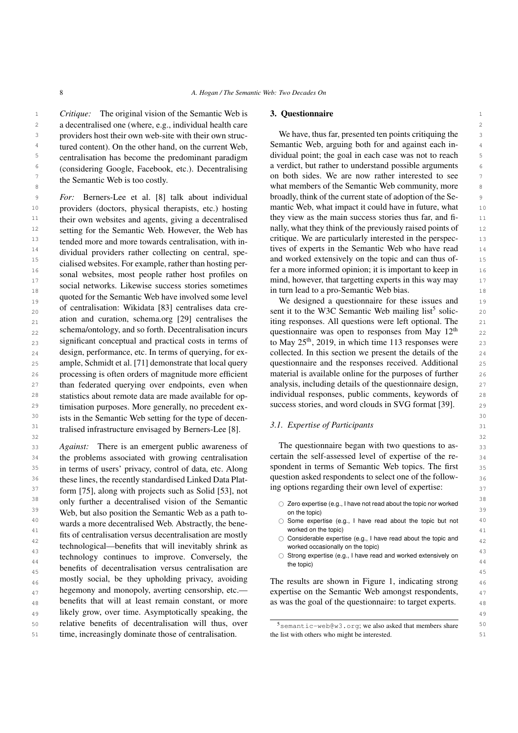*Critique:* The original vision of the Semantic Web is a decentralised one (where, e.g., individual health care providers host their own web-site with their own structured content). On the other hand, on the current Web, centralisation has become the predominant paradigm (considering Google, Facebook, etc.). Decentralising the Semantic Web is too costly.

*For:* Berners-Lee et al. [8] talk about individual providers (doctors, physical therapists, etc.) hosting their own websites and agents, giving a decentralised setting for the Semantic Web. However, the Web has tended more and more towards centralisation, with individual providers rather collecting on central, specialised websites. For example, rather than hosting personal websites, most people rather host profiles on social networks. Likewise success stories sometimes quoted for the Semantic Web have involved some level of centralisation: Wikidata [83] centralises data creation and curation, schema.org [29] centralises the schema/ontology, and so forth. Decentralisation incurs significant conceptual and practical costs in terms of design, performance, etc. In terms of querying, for example, Schmidt et al. [71] demonstrate that local query processing is often orders of magnitude more efficient than federated querying over endpoints, even when statistics about remote data are made available for optimisation purposes. More generally, no precedent exists in the Semantic Web setting for the type of decentralised infrastructure envisaged by Berners-Lee [8].

*Against:* There is an emergent public awareness of the problems associated with growing centralisation in terms of users' privacy, control of data, etc. Along these lines, the recently standardised Linked Data Platform [75], along with projects such as Solid [53], not only further a decentralised vision of the Semantic Web, but also position the Semantic Web as a path towards a more decentralised Web. Abstractly, the benefits of centralisation versus decentralisation are mostly technological—benefits that will inevitably shrink as technology continues to improve. Conversely, the benefits of decentralisation versus centralisation are mostly social, be they upholding privacy, avoiding hegemony and monopoly, averting censorship, etc.—benefits that will at least remain constant, or more likely grow, over time. Asymptotically speaking, the relative benefits of decentralisation will thus, over time, increasingly dominate those of centralisation.

## 3. Questionnaire

We have, thus far, presented ten points critiquing the Semantic Web, arguing both for and against each individual point; the goal in each case was not to reach a verdict, but rather to understand possible arguments on both sides. We are now rather interested to see what members of the Semantic Web community, more broadly, think of the current state of adoption of the Semantic Web, what impact it could have in future, what they view as the main success stories thus far, and finally, what they think of the previously raised points of critique. We are particularly interested in the perspectives of experts in the Semantic Web who have read and worked extensively on the topic and can thus offer a more informed opinion; it is important to keep in mind, however, that targetting experts in this way may in turn lead to a pro-Semantic Web bias.

We designed a questionnaire for these issues and sent it to the W3C Semantic Web mailing list[5] soliciting responses. All questions were left optional. The questionnaire was open to responses from May 12$^{\text{th}}$ to May 25$^{\text{th}}$, 2019, in which time 113 responses were collected. In this section we present the details of the questionnaire and the responses received. Additional material is available online for the purposes of further analysis, including details of the questionnaire design, individual responses, public comments, keywords of success stories, and word clouds in SVG format [39].

### 3.1. Expertise of Participants

The questionnaire began with two questions to ascertain the self-assessed level of expertise of the respondent in terms of Semantic Web topics. The first question asked respondents to select one of the following options regarding their own level of expertise:

- ○ Zero expertise (e.g., I have not read about the topic nor worked on the topic)
- ○ Some expertise (e.g., I have read about the topic but not worked on the topic)
- ○ Considerable expertise (e.g., I have read about the topic and worked occasionally on the topic)
- ○ Strong expertise (e.g., I have read and worked extensively on the topic)

The results are shown in Figure 1, indicating strong expertise on the Semantic Web amongst respondents, as was the goal of the questionnaire: to target experts.

[5] `semantic-web@w3.org`; we also asked that members share the list with others who might be interested.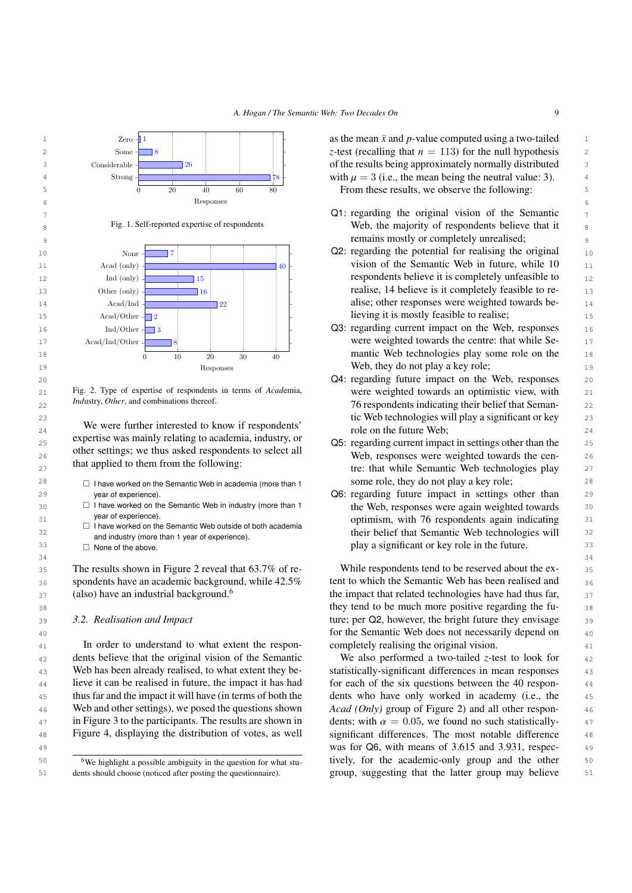| Expertise | Responses |
|---|---|
| Zero | 1 |
| Some | 8 |
| Considerable | 26 |
| Strong | 78 |

Fig. 1. Self-reported expertise of respondents

| Type | Responses |
|---|---|
| None | 7 |
| Acad (only) | 40 |
| Ind (only) | 15 |
| Other (only) | 16 |
| Acad/Ind | 22 |
| Acad/Other | 2 |
| Ind/Other | 3 |
| Acad/Ind/Other | 8 |

Fig. 2. Type of expertise of respondents in terms of *Acad*emia, *Ind*ustry, *Other*, and combinations thereof.

We were further interested to know if respondents' expertise was mainly relating to academia, industry, or other settings; we thus asked respondents to select all that applied to them from the following:

- ☐ I have worked on the Semantic Web in academia (more than 1 year of experience).
- ☐ I have worked on the Semantic Web in industry (more than 1 year of experience).
- ☐ I have worked on the Semantic Web outside of both academia and industry (more than 1 year of experience).
- ☐ None of the above.

The results shown in Figure 2 reveal that 63.7% of respondents have an academic background, while 42.5% (also) have an industrial background.[6]

### 3.2. Realisation and Impact

In order to understand to what extent the respondents believe that the original vision of the Semantic Web has been already realised, to what extent they believe it can be realised in future, the impact it has had thus far and the impact it will have (in terms of both the Web and other settings), we posed the questions shown in Figure 3 to the participants. The results are shown in Figure 4, displaying the distribution of votes, as well as the mean $\bar{x}$ and $p$-value computed using a two-tailed $z$-test (recalling that $n = 113$) for the null hypothesis of the results being approximately normally distributed with $\mu = 3$ (i.e., the mean being the neutral value: 3).

From these results, we observe the following:

- Q1: regarding the original vision of the Semantic Web, the majority of respondents believe that it remains mostly or completely unrealised;
- Q2: regarding the potential for realising the original vision of the Semantic Web in future, while 10 respondents believe it is completely unfeasible to realise, 14 believe is it completely feasible to realise; other responses were weighted towards believing it is mostly feasible to realise;
- Q3: regarding current impact on the Web, responses were weighted towards the centre: that while Semantic Web technologies play some role on the Web, they do not play a key role;
- Q4: regarding future impact on the Web, responses were weighted towards an optimistic view, with 76 respondents indicating their belief that Semantic Web technologies will play a significant or key role on the future Web;
- Q5: regarding current impact in settings other than the Web, responses were weighted towards the centre: that while Semantic Web technologies play some role, they do not play a key role;
- Q6: regarding future impact in settings other than the Web, responses were again weighted towards optimism, with 76 respondents again indicating their belief that Semantic Web technologies will play a significant or key role in the future.

While respondents tend to be reserved about the extent to which the Semantic Web has been realised and the impact that related technologies have had thus far, they tend to be much more positive regarding the future; per Q2, however, the bright future they envisage for the Semantic Web does not necessarily depend on completely realising the original vision.

We also performed a two-tailed $z$-test to look for statistically-significant differences in mean responses for each of the six questions between the 40 respondents who have only worked in academy (i.e., the *Acad (Only)* group of Figure 2) and all other respondents; with $\alpha = 0.05$, we found no such statistically-significant differences. The most notable difference was for Q6, with means of 3.615 and 3.931, respectively, for the academic-only group and the other group, suggesting that the latter group may believe

[6] We highlight a possible ambiguity in the question for what students should choose (noticed after posting the questionnaire).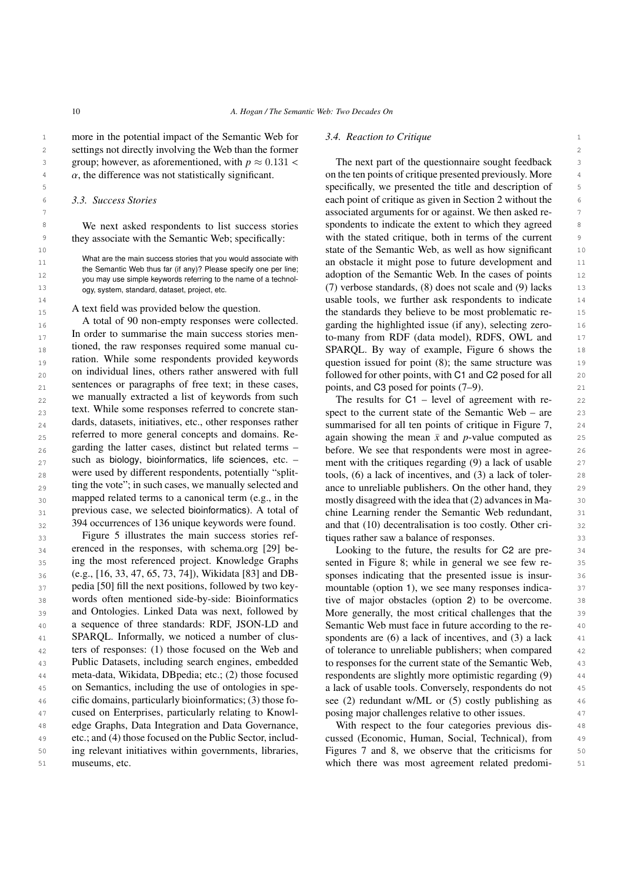more in the potential impact of the Semantic Web for settings not directly involving the Web than the former group; however, as aforementioned, with $p \approx 0.131 < \alpha$, the difference was not statistically significant.

### 3.3. Success Stories

We next asked respondents to list success stories they associate with the Semantic Web; specifically:

> What are the main success stories that you would associate with the Semantic Web thus far (if any)? Please specify one per line; you may use simple keywords referring to the name of a technology, system, standard, dataset, project, etc.

A text field was provided below the question.

A total of 90 non-empty responses were collected. In order to summarise the main success stories mentioned, the raw responses required some manual curation. While some respondents provided keywords on individual lines, others rather answered with full sentences or paragraphs of free text; in these cases, we manually extracted a list of keywords from such text. While some responses referred to concrete standards, datasets, initiatives, etc., other responses rather referred to more general concepts and domains. Regarding the latter cases, distinct but related terms – such as biology, bioinformatics, life sciences, etc. – were used by different respondents, potentially "splitting the vote"; in such cases, we manually selected and mapped related terms to a canonical term (e.g., in the previous case, we selected bioinformatics). A total of 394 occurrences of 136 unique keywords were found.

Figure 5 illustrates the main success stories referenced in the responses, with schema.org [29] being the most referenced project. Knowledge Graphs (e.g., [16, 33, 47, 65, 73, 74]), Wikidata [83] and DBpedia [50] fill the next positions, followed by two keywords often mentioned side-by-side: Bioinformatics and Ontologies. Linked Data was next, followed by a sequence of three standards: RDF, JSON-LD and SPARQL. Informally, we noticed a number of clusters of responses: (1) those focused on the Web and Public Datasets, including search engines, embedded meta-data, Wikidata, DBpedia; etc.; (2) those focused on Semantics, including the use of ontologies in specific domains, particularly bioinformatics; (3) those focused on Enterprises, particularly relating to Knowledge Graphs, Data Integration and Data Governance, etc.; and (4) those focused on the Public Sector, including relevant initiatives within governments, libraries, museums, etc.

### 3.4. Reaction to Critique

The next part of the questionnaire sought feedback on the ten points of critique presented previously. More specifically, we presented the title and description of each point of critique as given in Section 2 without the associated arguments for or against. We then asked respondents to indicate the extent to which they agreed with the stated critique, both in terms of the current state of the Semantic Web, as well as how significant an obstacle it might pose to future development and adoption of the Semantic Web. In the cases of points (7) verbose standards, (8) does not scale and (9) lacks usable tools, we further ask respondents to indicate the standards they believe to be most problematic regarding the highlighted issue (if any), selecting zero-to-many from RDF (data model), RDFS, OWL and SPARQL. By way of example, Figure 6 shows the question issued for point (8); the same structure was followed for other points, with C1 and C2 posed for all points, and C3 posed for points (7–9).

The results for C1 – level of agreement with respect to the current state of the Semantic Web – are summarised for all ten points of critique in Figure 7, again showing the mean $\bar{x}$ and $p$-value computed as before. We see that respondents were most in agreement with the critiques regarding (9) a lack of usable tools, (6) a lack of incentives, and (3) a lack of tolerance to unreliable publishers. On the other hand, they mostly disagreed with the idea that (2) advances in Machine Learning render the Semantic Web redundant, and that (10) decentralisation is too costly. Other critiques rather saw a balance of responses.

Looking to the future, the results for C2 are presented in Figure 8; while in general we see few responses indicating that the presented issue is insurmountable (option 1), we see many responses indicative of major obstacles (option 2) to be overcome. More generally, the most critical challenges that the Semantic Web must face in future according to the respondents are (6) a lack of incentives, and (3) a lack of tolerance to unreliable publishers; when compared to responses for the current state of the Semantic Web, respondents are slightly more optimistic regarding (9) a lack of usable tools. Conversely, respondents do not see (2) redundant w/ML or (5) costly publishing as posing major challenges relative to other issues.

With respect to the four categories previous discussed (Economic, Human, Social, Technical), from Figures 7 and 8, we observe that the criticisms for which there was most agreement related predomi-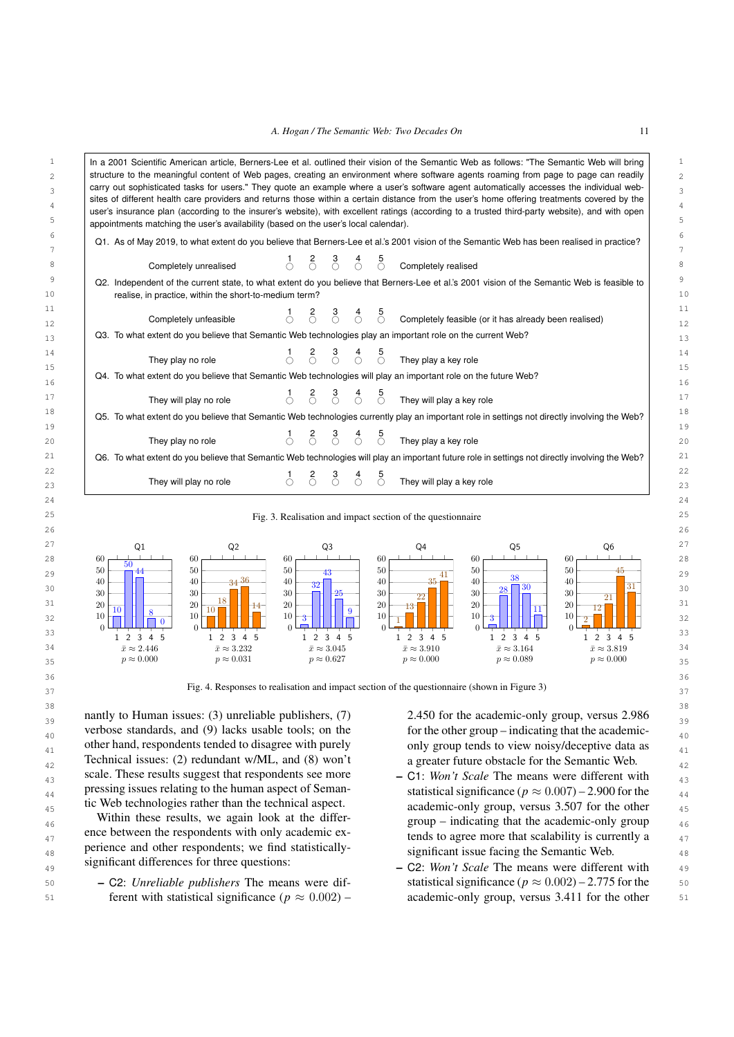In a 2001 Scientific American article, Berners-Lee et al. outlined their vision of the Semantic Web as follows: "The Semantic Web will bring structure to the meaningful content of Web pages, creating an environment where software agents roaming from page to page can readily carry out sophisticated tasks for users." They quote an example where a user's software agent automatically accesses the individual websites of different health care providers and returns those within a certain distance from the user's home offering treatments covered by the user's insurance plan (according to the insurer's website), with excellent ratings (according to a trusted third-party website), and with open appointments matching the user's availability (based on the user's local calendar).

Q1. As of May 2019, to what extent do you believe that Berners-Lee et al.'s 2001 vision of the Semantic Web has been realised in practice?

Completely unrealised ○1 ○2 ○3 ○4 ○5 Completely realised

Q2. Independent of the current state, to what extent do you believe that Berners-Lee et al.'s 2001 vision of the Semantic Web is feasible to realise, in practice, within the short-to-medium term?

Completely unfeasible ○1 ○2 ○3 ○4 ○5 Completely feasible (or it has already been realised)

Q3. To what extent do you believe that Semantic Web technologies play an important role on the current Web?

They play no role ○1 ○2 ○3 ○4 ○5 They play a key role

Q4. To what extent do you believe that Semantic Web technologies will play an important role on the future Web?

They will play no role ○1 ○2 ○3 ○4 ○5 They will play a key role

Q5. To what extent do you believe that Semantic Web technologies currently play an important role in settings not directly involving the Web?

They play no role ○1 ○2 ○3 ○4 ○5 They play a key role

Q6. To what extent do you believe that Semantic Web technologies will play an important future role in settings not directly involving the Web?

They will play no role ○1 ○2 ○3 ○4 ○5 They will play a key role

Fig. 3. Realisation and impact section of the questionnaire

| | 1 | 2 | 3 | 4 | 5 | Mean | p |
|---|---|---|---|---|---|---|---|
| Q1 | 10 | 50 | 44 | 8 | 0 | $\bar{x} \approx 2.446$ | $p \approx 0.000$ |
| Q2 | 10 | 18 | 34 | 36 | 14 | $\bar{x} \approx 3.232$ | $p \approx 0.031$ |
| Q3 | 3 | 32 | 43 | 25 | 9 | $\bar{x} \approx 3.045$ | $p \approx 0.627$ |
| Q4 | 1 | 13 | 22 | 35 | 41 | $\bar{x} \approx 3.910$ | $p \approx 0.000$ |
| Q5 | 3 | 28 | 38 | 30 | 11 | $\bar{x} \approx 3.164$ | $p \approx 0.089$ |
| Q6 | 2 | 12 | 21 | 45 | 31 | $\bar{x} \approx 3.819$ | $p \approx 0.000$ |

Fig. 4. Responses to realisation and impact section of the questionnaire (shown in Figure 3)

nantly to Human issues: (3) unreliable publishers, (7) verbose standards, and (9) lacks usable tools; on the other hand, respondents tended to disagree with purely Technical issues: (2) redundant w/ML, and (8) won't scale. These results suggest that respondents see more pressing issues relating to the human aspect of Semantic Web technologies rather than the technical aspect.

Within these results, we again look at the difference between the respondents with only academic experience and other respondents; we find statistically-significant differences for three questions:

- C2: *Unreliable publishers* The means were different with statistical significance ($p \approx 0.002$) – 2.450 for the academic-only group, versus 2.986 for the other group – indicating that the academic-only group tends to view noisy/deceptive data as a greater future obstacle for the Semantic Web.
- C1: *Won't Scale* The means were different with statistical significance ($p \approx 0.007$) – 2.900 for the academic-only group, versus 3.507 for the other group – indicating that the academic-only group tends to agree more that scalability is currently a significant issue facing the Semantic Web.
- C2: *Won't Scale* The means were different with statistical significance ($p \approx 0.002$) – 2.775 for the academic-only group, versus 3.411 for the other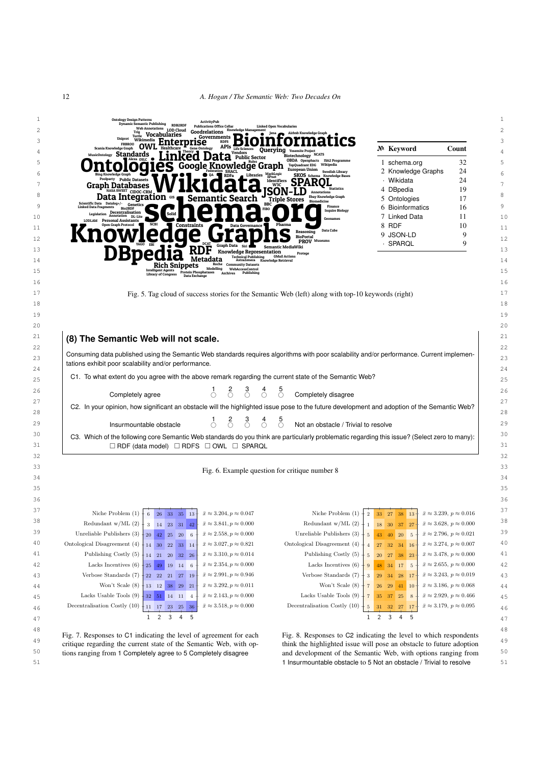| № | Keyword | Count |
|---|---|---|
| 1 | schema.org | 32 |
| 2 | Knowledge Graphs | 24 |
| · | Wikidata | 24 |
| 4 | DBpedia | 19 |
| 5 | Ontologies | 17 |
| 6 | Bioinformatics | 16 |
| 7 | Linked Data | 11 |
| 8 | RDF | 10 |
| 9 | JSON-LD | 9 |
| · | SPARQL | 9 |

Fig. 5. Tag cloud of success stories for the Semantic Web (left) along with top-10 keywords (right)

**(8) The Semantic Web will not scale.**

Consuming data published using the Semantic Web standards requires algorithms with poor scalability and/or performance. Current implementations exhibit poor scalability and/or performance.

C1. To what extent do you agree with the above remark regarding the current state of the Semantic Web?

Completely agree ○1 ○2 ○3 ○4 ○5 Completely disagree

C2. In your opinion, how significant an obstacle will the highlighted issue pose to the future development and adoption of the Semantic Web?

Insurmountable obstacle ○1 ○2 ○3 ○4 ○5 Not an obstacle / Trivial to resolve

C3. Which of the following core Semantic Web standards do you think are particularly problematic regarding this issue? (Select zero to many):
☐ RDF (data model) ☐ RDFS ☐ OWL ☐ SPARQL

Fig. 6. Example question for critique number 8

| Critique | 1 | 2 | 3 | 4 | 5 | |
|---|---|---|---|---|---|---|
| Niche Problem (1) | 6 | 26 | 33 | 35 | 13 | $\bar{x} \approx 3.204, p \approx 0.047$ |
| Redundant w/ML (2) | 3 | 14 | 23 | 31 | 42 | $\bar{x} \approx 3.841, p \approx 0.000$ |
| Unreliable Publishers (3) | 20 | 42 | 25 | 20 | 6 | $\bar{x} \approx 2.558, p \approx 0.000$ |
| Ontological Disagreement (4) | 14 | 30 | 22 | 33 | 14 | $\bar{x} \approx 3.027, p \approx 0.821$ |
| Publishing Costly (5) | 14 | 21 | 20 | 32 | 26 | $\bar{x} \approx 3.310, p \approx 0.014$ |
| Lacks Incentives (6) | 25 | 49 | 19 | 14 | 6 | $\bar{x} \approx 2.354, p \approx 0.000$ |
| Verbose Standards (7) | 22 | 22 | 21 | 27 | 19 | $\bar{x} \approx 2.991, p \approx 0.946$ |
| Won't Scale (8) | 13 | 12 | 38 | 29 | 21 | $\bar{x} \approx 3.292, p \approx 0.011$ |
| Lacks Usable Tools (9) | 32 | 51 | 14 | 11 | 4 | $\bar{x} \approx 2.143, p \approx 0.000$ |
| Decentralisation Costly (10) | 11 | 17 | 23 | 25 | 36 | $\bar{x} \approx 3.518, p \approx 0.000$ |

Fig. 7. Responses to C1 indicating the level of agreement for each critique regarding the current state of the Semantic Web, with options ranging from 1 Completely agree to 5 Completely disagree

| Critique | 1 | 2 | 3 | 4 | 5 | |
|---|---|---|---|---|---|---|
| Niche Problem (1) | 2 | 33 | 27 | 38 | 13 | $\bar{x} \approx 3.239, p \approx 0.016$ |
| Redundant w/ML (2) | 1 | 18 | 30 | 37 | 27 | $\bar{x} \approx 3.628, p \approx 0.000$ |
| Unreliable Publishers (3) | 5 | 43 | 40 | 20 | 5 | $\bar{x} \approx 2.796, p \approx 0.021$ |
| Ontological Disagreement (4) | 4 | 27 | 32 | 34 | 16 | $\bar{x} \approx 3.274, p \approx 0.007$ |
| Publishing Costly (5) | 5 | 20 | 27 | 38 | 23 | $\bar{x} \approx 3.478, p \approx 0.000$ |
| Lacks Incentives (6) | 9 | 48 | 34 | 17 | 5 | $\bar{x} \approx 2.655, p \approx 0.000$ |
| Verbose Standards (7) | 3 | 29 | 34 | 28 | 17 | $\bar{x} \approx 3.243, p \approx 0.019$ |
| Won't Scale (8) | 7 | 26 | 29 | 41 | 10 | $\bar{x} \approx 3.186, p \approx 0.068$ |
| Lacks Usable Tools (9) | 7 | 35 | 37 | 25 | 8 | $\bar{x} \approx 2.929, p \approx 0.466$ |
| Decentralisation Costly (10) | 5 | 31 | 32 | 27 | 17 | $\bar{x} \approx 3.179, p \approx 0.095$ |

Fig. 8. Responses to C2 indicating the level to which respondents think the highlighted issue will pose an obstacle to future adoption and development of the Semantic Web, with options ranging from 1 Insurmountable obstacle to 5 Not an obstacle / Trivial to resolve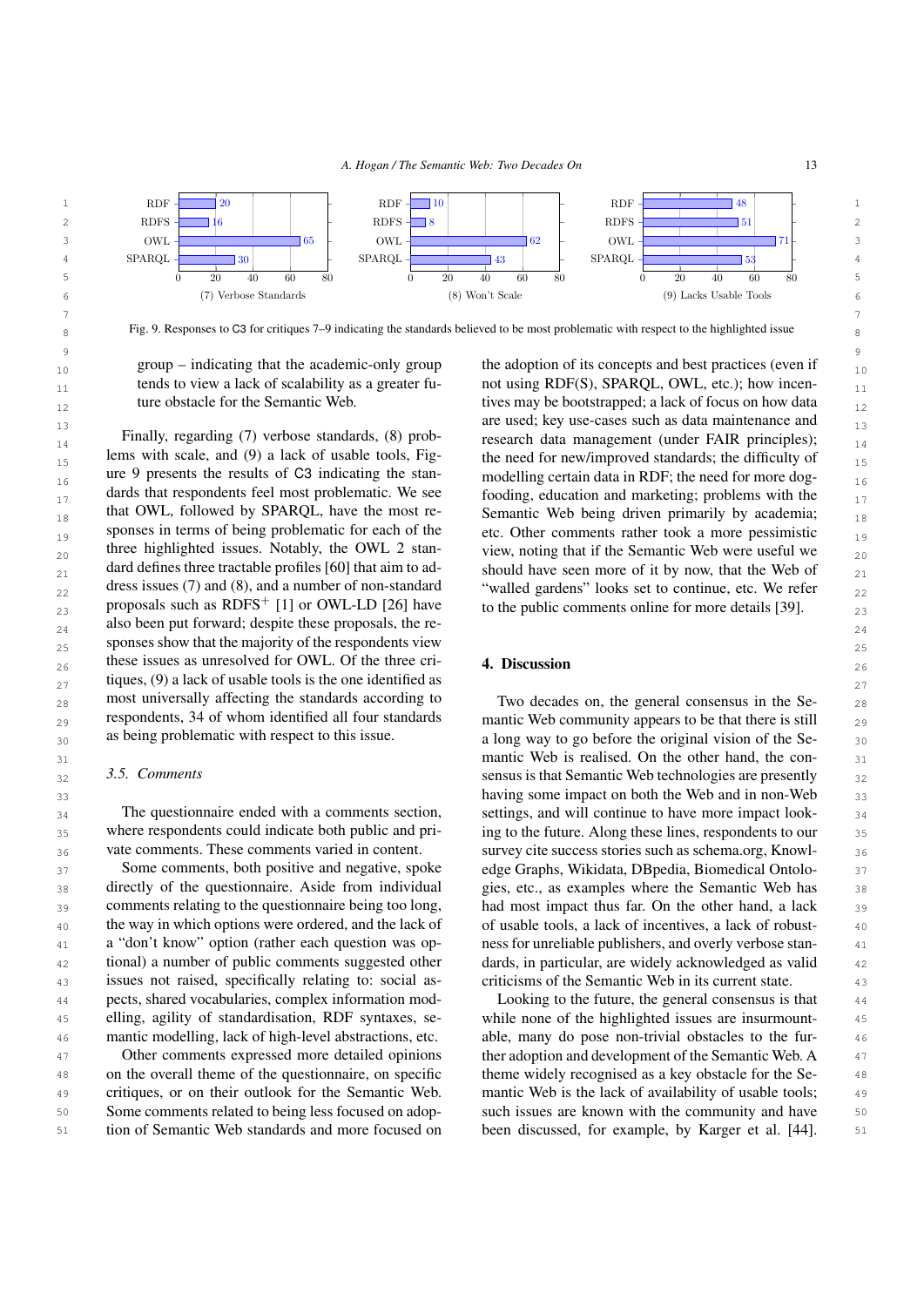| | (7) Verbose Standards | (8) Won't Scale | (9) Lacks Usable Tools |
|---|---|---|---|
| RDF | 20 | 10 | 48 |
| RDFS | 16 | 8 | 51 |
| OWL | 65 | 62 | 71 |
| SPARQL | 30 | 43 | 53 |

Fig. 9. Responses to C3 for critiques 7–9 indicating the standards believed to be most problematic with respect to the highlighted issue

group – indicating that the academic-only group tends to view a lack of scalability as a greater future obstacle for the Semantic Web.

Finally, regarding (7) verbose standards, (8) problems with scale, and (9) a lack of usable tools, Figure 9 presents the results of C3 indicating the standards that respondents feel most problematic. We see that OWL, followed by SPARQL, have the most responses in terms of being problematic for each of the three highlighted issues. Notably, the OWL 2 standard defines three tractable profiles [60] that aim to address issues (7) and (8), and a number of non-standard proposals such as RDFS$^{+}$ [1] or OWL-LD [26] have also been put forward; despite these proposals, the responses show that the majority of the respondents view these issues as unresolved for OWL. Of the three critiques, (9) a lack of usable tools is the one identified as most universally affecting the standards according to respondents, 34 of whom identified all four standards as being problematic with respect to this issue.

### 3.5. Comments

The questionnaire ended with a comments section, where respondents could indicate both public and private comments. These comments varied in content.

Some comments, both positive and negative, spoke directly of the questionnaire. Aside from individual comments relating to the questionnaire being too long, the way in which options were ordered, and the lack of a "don't know" option (rather each question was optional) a number of public comments suggested other issues not raised, specifically relating to: social aspects, shared vocabularies, complex information modelling, agility of standardisation, RDF syntaxes, semantic modelling, lack of high-level abstractions, etc.

Other comments expressed more detailed opinions on the overall theme of the questionnaire, on specific critiques, or on their outlook for the Semantic Web. Some comments related to being less focused on adoption of Semantic Web standards and more focused on the adoption of its concepts and best practices (even if not using RDF(S), SPARQL, OWL, etc.); how incentives may be bootstrapped; a lack of focus on how data are used; key use-cases such as data maintenance and research data management (under FAIR principles); the need for new/improved standards; the difficulty of modelling certain data in RDF; the need for more dogfooding, education and marketing; problems with the Semantic Web being driven primarily by academia; etc. Other comments rather took a more pessimistic view, noting that if the Semantic Web were useful we should have seen more of it by now, that the Web of "walled gardens" looks set to continue, etc. We refer to the public comments online for more details [39].

## 4. Discussion

Two decades on, the general consensus in the Semantic Web community appears to be that there is still a long way to go before the original vision of the Semantic Web is realised. On the other hand, the consensus is that Semantic Web technologies are presently having some impact on both the Web and in non-Web settings, and will continue to have more impact looking to the future. Along these lines, respondents to our survey cite success stories such as schema.org, Knowledge Graphs, Wikidata, DBpedia, Biomedical Ontologies, etc., as examples where the Semantic Web has had most impact thus far. On the other hand, a lack of usable tools, a lack of incentives, a lack of robustness for unreliable publishers, and overly verbose standards, in particular, are widely acknowledged as valid criticisms of the Semantic Web in its current state.

Looking to the future, the general consensus is that while none of the highlighted issues are insurmountable, many do pose non-trivial obstacles to the further adoption and development of the Semantic Web. A theme widely recognised as a key obstacle for the Semantic Web is the lack of availability of usable tools; such issues are known with the community and have been discussed, for example, by Karger et al. [44].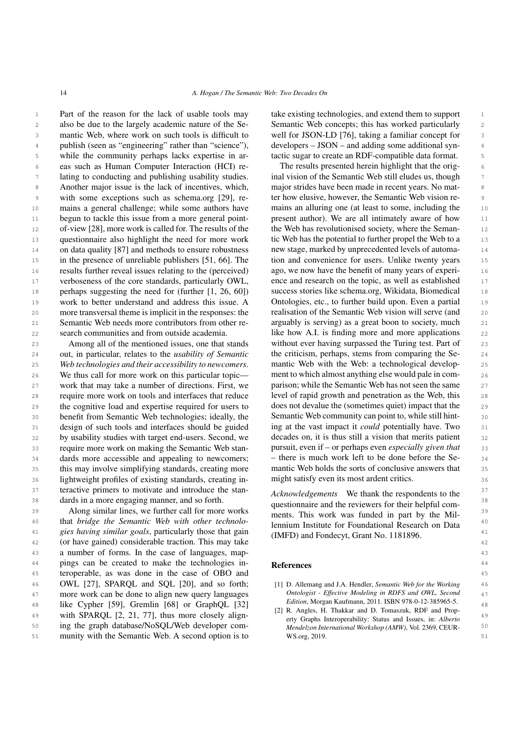Part of the reason for the lack of usable tools may also be due to the largely academic nature of the Semantic Web, where work on such tools is difficult to publish (seen as "engineering" rather than "science"), while the community perhaps lacks expertise in areas such as Human Computer Interaction (HCI) relating to conducting and publishing usability studies. Another major issue is the lack of incentives, which, with some exceptions such as schema.org [29], remains a general challenge; while some authors have begun to tackle this issue from a more general point-of-view [28], more work is called for. The results of the questionnaire also highlight the need for more work on data quality [87] and methods to ensure robustness in the presence of unreliable publishers [51, 66]. The results further reveal issues relating to the (perceived) verboseness of the core standards, particularly OWL, perhaps suggesting the need for (further [1, 26, 60]) work to better understand and address this issue. A more transversal theme is implicit in the responses: the Semantic Web needs more contributors from other research communities and from outside academia.

Among all of the mentioned issues, one that stands out, in particular, relates to the *usability of Semantic Web technologies and their accessibility to newcomers*. We thus call for more work on this particular topic— work that may take a number of directions. First, we require more work on tools and interfaces that reduce the cognitive load and expertise required for users to benefit from Semantic Web technologies; ideally, the design of such tools and interfaces should be guided by usability studies with target end-users. Second, we require more work on making the Semantic Web standards more accessible and appealing to newcomers; this may involve simplifying standards, creating more lightweight profiles of existing standards, creating interactive primers to motivate and introduce the standards in a more engaging manner, and so forth.

Along similar lines, we further call for more works that *bridge the Semantic Web with other technologies having similar goals*, particularly those that gain (or have gained) considerable traction. This may take a number of forms. In the case of languages, mappings can be created to make the technologies interoperable, as was done in the case of OBO and OWL [27], SPARQL and SQL [20], and so forth; more work can be done to align new query languages like Cypher [59], Gremlin [68] or GraphQL [32] with SPARQL [2, 21, 77], thus more closely aligning the graph database/NoSQL/Web developer community with the Semantic Web. A second option is to take existing technologies, and extend them to support Semantic Web concepts; this has worked particularly well for JSON-LD [76], taking a familiar concept for developers – JSON – and adding some additional syntactic sugar to create an RDF-compatible data format.

The results presented herein highlight that the original vision of the Semantic Web still eludes us, though major strides have been made in recent years. No matter how elusive, however, the Semantic Web vision remains an alluring one (at least to some, including the present author). We are all intimately aware of how the Web has revolutionised society, where the Semantic Web has the potential to further propel the Web to a new stage, marked by unprecedented levels of automation and convenience for users. Unlike twenty years ago, we now have the benefit of many years of experience and research on the topic, as well as established success stories like schema.org, Wikidata, Biomedical Ontologies, etc., to further build upon. Even a partial realisation of the Semantic Web vision will serve (and arguably is serving) as a great boon to society, much like how A.I. is finding more and more applications without ever having surpassed the Turing test. Part of the criticism, perhaps, stems from comparing the Semantic Web with the Web: a technological development to which almost anything else would pale in comparison; while the Semantic Web has not seen the same level of rapid growth and penetration as the Web, this does not devalue the (sometimes quiet) impact that the Semantic Web community can point to, while still hinting at the vast impact it *could* potentially have. Two decades on, it is thus still a vision that merits patient pursuit, even if – or perhaps even *especially given that* – there is much work left to be done before the Semantic Web holds the sorts of conclusive answers that might satisfy even its most ardent critics.

*Acknowledgements* We thank the respondents to the questionnaire and the reviewers for their helpful comments. This work was funded in part by the Millennium Institute for Foundational Research on Data (IMFD) and Fondecyt, Grant No. 1181896.

## References

[1] D. Allemang and J.A. Hendler, *Semantic Web for the Working Ontologist - Effective Modeling in RDFS and OWL, Second Edition*, Morgan Kaufmann, 2011. ISBN 978-0-12-385965-5.

[2] R. Angles, H. Thakkar and D. Tomaszuk, RDF and Property Graphs Interoperability: Status and Issues, in: *Alberto Mendelzon International Workshop (AMW)*, Vol. 2369, CEUR-WS.org, 2019.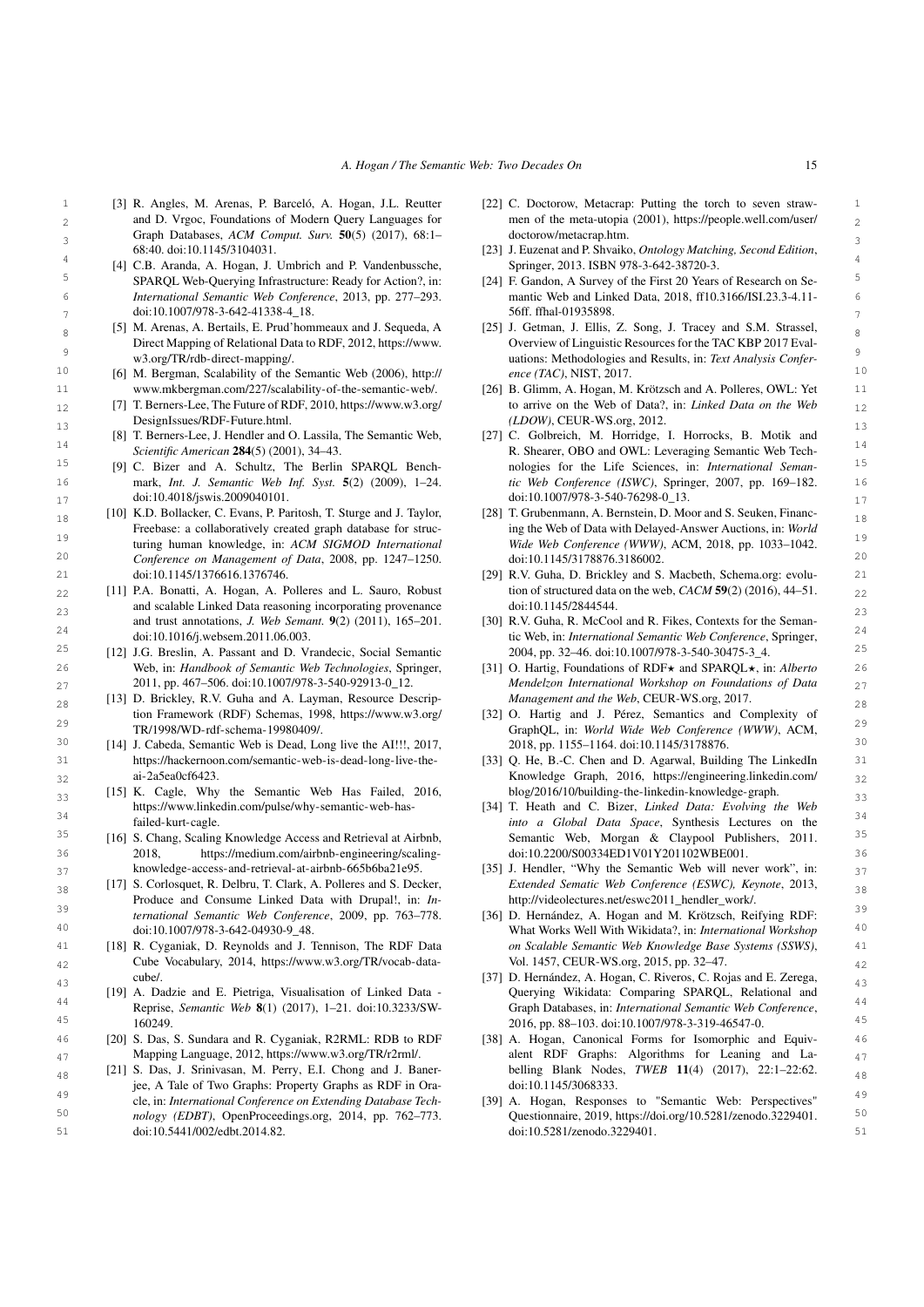[3] R. Angles, M. Arenas, P. Barceló, A. Hogan, J.L. Reutter and D. Vrgoc, Foundations of Modern Query Languages for Graph Databases, *ACM Comput. Surv.* **50**(5) (2017), 68:1–68:40. doi:10.1145/3104031.

[4] C.B. Aranda, A. Hogan, J. Umbrich and P. Vandenbussche, SPARQL Web-Querying Infrastructure: Ready for Action?, in: *International Semantic Web Conference*, 2013, pp. 277–293. doi:10.1007/978-3-642-41338-4_18.

[5] M. Arenas, A. Bertails, E. Prud'hommeaux and J. Sequeda, A Direct Mapping of Relational Data to RDF, 2012, https://www.w3.org/TR/rdb-direct-mapping/.

[6] M. Bergman, Scalability of the Semantic Web (2006), http://www.mkbergman.com/227/scalability-of-the-semantic-web/.

[7] T. Berners-Lee, The Future of RDF, 2010, https://www.w3.org/DesignIssues/RDF-Future.html.

[8] T. Berners-Lee, J. Hendler and O. Lassila, The Semantic Web, *Scientific American* **284**(5) (2001), 34–43.

[9] C. Bizer and A. Schultz, The Berlin SPARQL Benchmark, *Int. J. Semantic Web Inf. Syst.* **5**(2) (2009), 1–24. doi:10.4018/jswis.2009040101.

[10] K.D. Bollacker, C. Evans, P. Paritosh, T. Sturge and J. Taylor, Freebase: a collaboratively created graph database for structuring human knowledge, in: *ACM SIGMOD International Conference on Management of Data*, 2008, pp. 1247–1250. doi:10.1145/1376616.1376746.

[11] P.A. Bonatti, A. Hogan, A. Polleres and L. Sauro, Robust and scalable Linked Data reasoning incorporating provenance and trust annotations, *J. Web Semant.* **9**(2) (2011), 165–201. doi:10.1016/j.websem.2011.06.003.

[12] J.G. Breslin, A. Passant and D. Vrandecic, Social Semantic Web, in: *Handbook of Semantic Web Technologies*, Springer, 2011, pp. 467–506. doi:10.1007/978-3-540-92913-0_12.

[13] D. Brickley, R.V. Guha and A. Layman, Resource Description Framework (RDF) Schemas, 1998, https://www.w3.org/TR/1998/WD-rdf-schema-19980409/.

[14] J. Cabeda, Semantic Web is Dead, Long live the AI!!!, 2017, https://hackernoon.com/semantic-web-is-dead-long-live-the-ai-2a5ea0cf6423.

[15] K. Cagle, Why the Semantic Web Has Failed, 2016, https://www.linkedin.com/pulse/why-semantic-web-has-failed-kurt-cagle.

[16] S. Chang, Scaling Knowledge Access and Retrieval at Airbnb, 2018, https://medium.com/airbnb-engineering/scaling-knowledge-access-and-retrieval-at-airbnb-665b6ba21e95.

[17] S. Corlosquet, R. Delbru, T. Clark, A. Polleres and S. Decker, Produce and Consume Linked Data with Drupal!, in: *International Semantic Web Conference*, 2009, pp. 763–778. doi:10.1007/978-3-642-04930-9_48.

[18] R. Cyganiak, D. Reynolds and J. Tennison, The RDF Data Cube Vocabulary, 2014, https://www.w3.org/TR/vocab-data-cube/.

[19] A. Dadzie and E. Pietriga, Visualisation of Linked Data - Reprise, *Semantic Web* **8**(1) (2017), 1–21. doi:10.3233/SW-160249.

[20] S. Das, S. Sundara and R. Cyganiak, R2RML: RDB to RDF Mapping Language, 2012, https://www.w3.org/TR/r2rml/.

[21] S. Das, J. Srinivasan, M. Perry, E.I. Chong and J. Banerjee, A Tale of Two Graphs: Property Graphs as RDF in Oracle, in: *International Conference on Extending Database Technology (EDBT)*, OpenProceedings.org, 2014, pp. 762–773. doi:10.5441/002/edbt.2014.82.

[22] C. Doctorow, Metacrap: Putting the torch to seven strawmen of the meta-utopia (2001), https://people.well.com/user/doctorow/metacrap.htm.

[23] J. Euzenat and P. Shvaiko, *Ontology Matching, Second Edition*, Springer, 2013. ISBN 978-3-642-38720-3.

[24] F. Gandon, A Survey of the First 20 Years of Research on Semantic Web and Linked Data, 2018, ff10.3166/ISI.23.3-4.11-56ff. ffhal-01935898.

[25] J. Getman, J. Ellis, Z. Song, J. Tracey and S.M. Strassel, Overview of Linguistic Resources for the TAC KBP 2017 Evaluations: Methodologies and Results, in: *Text Analysis Conference (TAC)*, NIST, 2017.

[26] B. Glimm, A. Hogan, M. Krötzsch and A. Polleres, OWL: Yet to arrive on the Web of Data?, in: *Linked Data on the Web (LDOW)*, CEUR-WS.org, 2012.

[27] C. Golbreich, M. Horridge, I. Horrocks, B. Motik and R. Shearer, OBO and OWL: Leveraging Semantic Web Technologies for the Life Sciences, in: *International Semantic Web Conference (ISWC)*, Springer, 2007, pp. 169–182. doi:10.1007/978-3-540-76298-0_13.

[28] T. Grubenmann, A. Bernstein, D. Moor and S. Seuken, Financing the Web of Data with Delayed-Answer Auctions, in: *World Wide Web Conference (WWW)*, ACM, 2018, pp. 1033–1042. doi:10.1145/3178876.3186002.

[29] R.V. Guha, D. Brickley and S. Macbeth, Schema.org: evolution of structured data on the web, *CACM* **59**(2) (2016), 44–51. doi:10.1145/2844544.

[30] R.V. Guha, R. McCool and R. Fikes, Contexts for the Semantic Web, in: *International Semantic Web Conference*, Springer, 2004, pp. 32–46. doi:10.1007/978-3-540-30475-3_4.

[31] O. Hartig, Foundations of RDF★ and SPARQL★, in: *Alberto Mendelzon International Workshop on Foundations of Data Management and the Web*, CEUR-WS.org, 2017.

[32] O. Hartig and J. Pérez, Semantics and Complexity of GraphQL, in: *World Wide Web Conference (WWW)*, ACM, 2018, pp. 1155–1164. doi:10.1145/3178876.

[33] Q. He, B.-C. Chen and D. Agarwal, Building The LinkedIn Knowledge Graph, 2016, https://engineering.linkedin.com/blog/2016/10/building-the-linkedin-knowledge-graph.

[34] T. Heath and C. Bizer, *Linked Data: Evolving the Web into a Global Data Space*, Synthesis Lectures on the Semantic Web, Morgan & Claypool Publishers, 2011. doi:10.2200/S00334ED1V01Y201102WBE001.

[35] J. Hendler, "Why the Semantic Web will never work", in: *Extended Semantic Web Conference (ESWC), Keynote*, 2013, http://videolectures.net/eswc2011_hendler_work/.

[36] D. Hernández, A. Hogan and M. Krötzsch, Reifying RDF: What Works Well With Wikidata?, in: *International Workshop on Scalable Semantic Web Knowledge Base Systems (SSWS)*, Vol. 1457, CEUR-WS.org, 2015, pp. 32–47.

[37] D. Hernández, A. Hogan, C. Riveros, C. Rojas and E. Zerega, Querying Wikidata: Comparing SPARQL, Relational and Graph Databases, in: *International Semantic Web Conference*, 2016, pp. 88–103. doi:10.1007/978-3-319-46547-0.

[38] A. Hogan, Canonical Forms for Isomorphic and Equivalent RDF Graphs: Algorithms for Leaning and Labelling Blank Nodes, *TWEB* **11**(4) (2017), 22:1–22:62. doi:10.1145/3068333.

[39] A. Hogan, Responses to "Semantic Web: Perspectives" Questionnaire, 2019, https://doi.org/10.5281/zenodo.3229401. doi:10.5281/zenodo.3229401.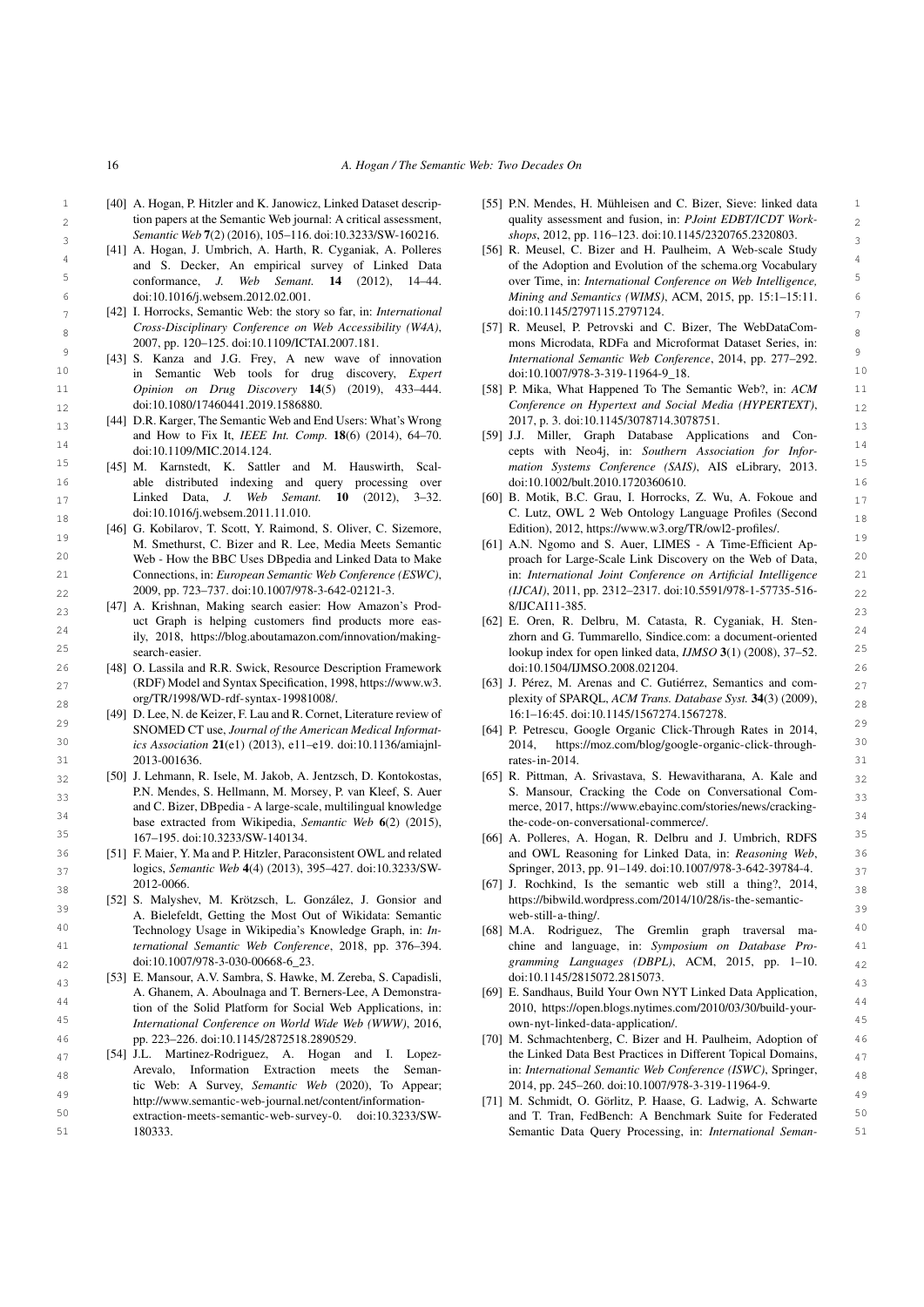[40] A. Hogan, P. Hitzler and K. Janowicz, Linked Dataset description papers at the Semantic Web journal: A critical assessment, *Semantic Web* **7**(2) (2016), 105–116. doi:10.3233/SW-160216.

[41] A. Hogan, J. Umbrich, A. Harth, R. Cyganiak, A. Polleres and S. Decker, An empirical survey of Linked Data conformance, *J. Web Semant.* **14** (2012), 14–44. doi:10.1016/j.websem.2012.02.001.

[42] I. Horrocks, Semantic Web: the story so far, in: *International Cross-Disciplinary Conference on Web Accessibility (W4A)*, 2007, pp. 120–125. doi:10.1109/ICTAI.2007.181.

[43] S. Kanza and J.G. Frey, A new wave of innovation in Semantic Web tools for drug discovery, *Expert Opinion on Drug Discovery* **14**(5) (2019), 433–444. doi:10.1080/17460441.2019.1586880.

[44] D.R. Karger, The Semantic Web and End Users: What's Wrong and How to Fix It, *IEEE Int. Comp.* **18**(6) (2014), 64–70. doi:10.1109/MIC.2014.124.

[45] M. Karnstedt, K. Sattler and M. Hauswirth, Scalable distributed indexing and query processing over Linked Data, *J. Web Semant.* **10** (2012), 3–32. doi:10.1016/j.websem.2011.11.010.

[46] G. Kobilarov, T. Scott, Y. Raimond, S. Oliver, C. Sizemore, M. Smethurst, C. Bizer and R. Lee, Media Meets Semantic Web - How the BBC Uses DBpedia and Linked Data to Make Connections, in: *European Semantic Web Conference (ESWC)*, 2009, pp. 723–737. doi:10.1007/978-3-642-02121-3.

[47] A. Krishnan, Making search easier: How Amazon's Product Graph is helping customers find products more easily, 2018, https://blog.aboutamazon.com/innovation/making-search-easier.

[48] O. Lassila and R.R. Swick, Resource Description Framework (RDF) Model and Syntax Specification, 1998, https://www.w3.org/TR/1998/WD-rdf-syntax-19981008/.

[49] D. Lee, N. de Keizer, F. Lau and R. Cornet, Literature review of SNOMED CT use, *Journal of the American Medical Informatics Association* **21**(e1) (2013), e11–e19. doi:10.1136/amiajnl-2013-001636.

[50] J. Lehmann, R. Isele, M. Jakob, A. Jentzsch, D. Kontokostas, P.N. Mendes, S. Hellmann, M. Morsey, P. van Kleef, S. Auer and C. Bizer, DBpedia - A large-scale, multilingual knowledge base extracted from Wikipedia, *Semantic Web* **6**(2) (2015), 167–195. doi:10.3233/SW-140134.

[51] F. Maier, Y. Ma and P. Hitzler, Paraconsistent OWL and related logics, *Semantic Web* **4**(4) (2013), 395–427. doi:10.3233/SW-2012-0066.

[52] S. Malyshev, M. Krötzsch, L. González, J. Gonsior and A. Bielefeldt, Getting the Most Out of Wikidata: Semantic Technology Usage in Wikipedia's Knowledge Graph, in: *International Semantic Web Conference*, 2018, pp. 376–394. doi:10.1007/978-3-030-00668-6_23.

[53] E. Mansour, A.V. Sambra, S. Hawke, M. Zereba, S. Capadisli, A. Ghanem, A. Aboulnaga and T. Berners-Lee, A Demonstration of the Solid Platform for Social Web Applications, in: *International Conference on World Wide Web (WWW)*, 2016, pp. 223–226. doi:10.1145/2872518.2890529.

[54] J.L. Martinez-Rodriguez, A. Hogan and I. Lopez-Arevalo, Information Extraction meets the Semantic Web: A Survey, *Semantic Web* (2020), To Appear; http://www.semantic-web-journal.net/content/information-extraction-meets-semantic-web-survey-0. doi:10.3233/SW-180333.

[55] P.N. Mendes, H. Mühleisen and C. Bizer, Sieve: linked data quality assessment and fusion, in: *PJoint EDBT/ICDT Workshops*, 2012, pp. 116–123. doi:10.1145/2320765.2320803.

[56] R. Meusel, C. Bizer and H. Paulheim, A Web-scale Study of the Adoption and Evolution of the schema.org Vocabulary over Time, in: *International Conference on Web Intelligence, Mining and Semantics (WIMS)*, ACM, 2015, pp. 15:1–15:11. doi:10.1145/2797115.2797124.

[57] R. Meusel, P. Petrovski and C. Bizer, The WebDataCommons Microdata, RDFa and Microformat Dataset Series, in: *International Semantic Web Conference*, 2014, pp. 277–292. doi:10.1007/978-3-319-11964-9_18.

[58] P. Mika, What Happened To The Semantic Web?, in: *ACM Conference on Hypertext and Social Media (HYPERTEXT)*, 2017, p. 3. doi:10.1145/3078714.3078751.

[59] J.J. Miller, Graph Database Applications and Concepts with Neo4j, in: *Southern Association for Information Systems Conference (SAIS)*, AIS eLibrary, 2013. doi:10.1002/bult.2010.1720360610.

[60] B. Motik, B.C. Grau, I. Horrocks, Z. Wu, A. Fokoue and C. Lutz, OWL 2 Web Ontology Language Profiles (Second Edition), 2012, https://www.w3.org/TR/owl2-profiles/.

[61] A.N. Ngomo and S. Auer, LIMES - A Time-Efficient Approach for Large-Scale Link Discovery on the Web of Data, in: *International Joint Conference on Artificial Intelligence (IJCAI)*, 2011, pp. 2312–2317. doi:10.5591/978-1-57735-516-8/IJCAI11-385.

[62] E. Oren, R. Delbru, M. Catasta, R. Cyganiak, H. Stenzhorn and G. Tummarello, Sindice.com: a document-oriented lookup index for open linked data, *IJMSO* **3**(1) (2008), 37–52. doi:10.1504/IJMSO.2008.021204.

[63] J. Pérez, M. Arenas and C. Gutiérrez, Semantics and complexity of SPARQL, *ACM Trans. Database Syst.* **34**(3) (2009), 16:1–16:45. doi:10.1145/1567274.1567278.

[64] P. Petrescu, Google Organic Click-Through Rates in 2014, 2014, https://moz.com/blog/google-organic-click-through-rates-in-2014.

[65] R. Pittman, A. Srivastava, S. Hewavitharana, A. Kale and S. Mansour, Cracking the Code on Conversational Commerce, 2017, https://www.ebayinc.com/stories/news/cracking-the-code-on-conversational-commerce/.

[66] A. Polleres, A. Hogan, R. Delbru and J. Umbrich, RDFS and OWL Reasoning for Linked Data, in: *Reasoning Web*, Springer, 2013, pp. 91–149. doi:10.1007/978-3-642-39784-4.

[67] J. Rochkind, Is the semantic web still a thing?, 2014, https://bibwild.wordpress.com/2014/10/28/is-the-semantic-web-still-a-thing/.

[68] M.A. Rodriguez, The Gremlin graph traversal machine and language, in: *Symposium on Database Programming Languages (DBPL)*, ACM, 2015, pp. 1–10. doi:10.1145/2815072.2815073.

[69] E. Sandhaus, Build Your Own NYT Linked Data Application, 2010, https://open.blogs.nytimes.com/2010/03/30/build-your-own-nyt-linked-data-application/.

[70] M. Schmachtenberg, C. Bizer and H. Paulheim, Adoption of the Linked Data Best Practices in Different Topical Domains, in: *International Semantic Web Conference (ISWC)*, Springer, 2014, pp. 245–260. doi:10.1007/978-3-319-11964-9.

[71] M. Schmidt, O. Görlitz, P. Haase, G. Ladwig, A. Schwarte and T. Tran, FedBench: A Benchmark Suite for Federated Semantic Data Query Processing, in: *International Seman-*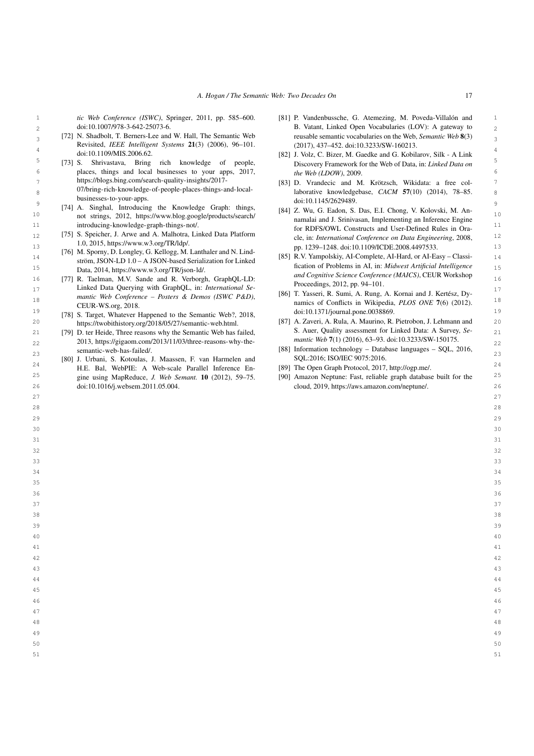*tic Web Conference (ISWC)*, Springer, 2011, pp. 585–600. doi:10.1007/978-3-642-25073-6.

[72] N. Shadbolt, T. Berners-Lee and W. Hall, The Semantic Web Revisited, *IEEE Intelligent Systems* **21**(3) (2006), 96–101. doi:10.1109/MIS.2006.62.

[73] S. Shrivastava, Bring rich knowledge of people, places, things and local businesses to your apps, 2017, https://blogs.bing.com/search-quality-insights/2017-07/bring-rich-knowledge-of-people-places-things-and-local-businesses-to-your-apps.

[74] A. Singhal, Introducing the Knowledge Graph: things, not strings, 2012, https://www.blog.google/products/search/introducing-knowledge-graph-things-not/.

[75] S. Speicher, J. Arwe and A. Malhotra, Linked Data Platform 1.0, 2015, https://www.w3.org/TR/ldp/.

[76] M. Sporny, D. Longley, G. Kellogg, M. Lanthaler and N. Lindström, JSON-LD 1.0 – A JSON-based Serialization for Linked Data, 2014, https://www.w3.org/TR/json-ld/.

[77] R. Taelman, M.V. Sande and R. Verborgh, GraphQL-LD: Linked Data Querying with GraphQL, in: *International Semantic Web Conference – Posters & Demos (ISWC P&D)*, CEUR-WS.org, 2018.

[78] S. Target, Whatever Happened to the Semantic Web?, 2018, https://twobithistory.org/2018/05/27/semantic-web.html.

[79] D. ter Heide, Three reasons why the Semantic Web has failed, 2013, https://gigaom.com/2013/11/03/three-reasons-why-the-semantic-web-has-failed/.

[80] J. Urbani, S. Kotoulas, J. Maassen, F. van Harmelen and H.E. Bal, WebPIE: A Web-scale Parallel Inference Engine using MapReduce, *J. Web Semant.* **10** (2012), 59–75. doi:10.1016/j.websem.2011.05.004.

[81] P. Vandenbussche, G. Atemezing, M. Poveda-Villalón and B. Vatant, Linked Open Vocabularies (LOV): A gateway to reusable semantic vocabularies on the Web, *Semantic Web* **8**(3) (2017), 437–452. doi:10.3233/SW-160213.

[82] J. Volz, C. Bizer, M. Gaedke and G. Kobilarov, Silk - A Link Discovery Framework for the Web of Data, in: *Linked Data on the Web (LDOW)*, 2009.

[83] D. Vrandecic and M. Krötzsch, Wikidata: a free collaborative knowledgebase, *CACM* **57**(10) (2014), 78–85. doi:10.1145/2629489.

[84] Z. Wu, G. Eadon, S. Das, E.I. Chong, V. Kolovski, M. Annamalai and J. Srinivasan, Implementing an Inference Engine for RDFS/OWL Constructs and User-Defined Rules in Oracle, in: *International Conference on Data Engineering*, 2008, pp. 1239–1248. doi:10.1109/ICDE.2008.4497533.

[85] R.V. Yampolskiy, AI-Complete, AI-Hard, or AI-Easy – Classification of Problems in AI, in: *Midwest Artificial Intelligence and Cognitive Science Conference (MAICS)*, CEUR Workshop Proceedings, 2012, pp. 94–101.

[86] T. Yasseri, R. Sumi, A. Rung, A. Kornai and J. Kertész, Dynamics of Conflicts in Wikipedia, *PLOS ONE* **7**(6) (2012). doi:10.1371/journal.pone.0038869.

[87] A. Zaveri, A. Rula, A. Maurino, R. Pietrobon, J. Lehmann and S. Auer, Quality assessment for Linked Data: A Survey, *Semantic Web* **7**(1) (2016), 63–93. doi:10.3233/SW-150175.

[88] Information technology – Database languages – SQL, 2016, SQL:2016; ISO/IEC 9075:2016.

[89] The Open Graph Protocol, 2017, http://ogp.me/.

[90] Amazon Neptune: Fast, reliable graph database built for the cloud, 2019, https://aws.amazon.com/neptune/.